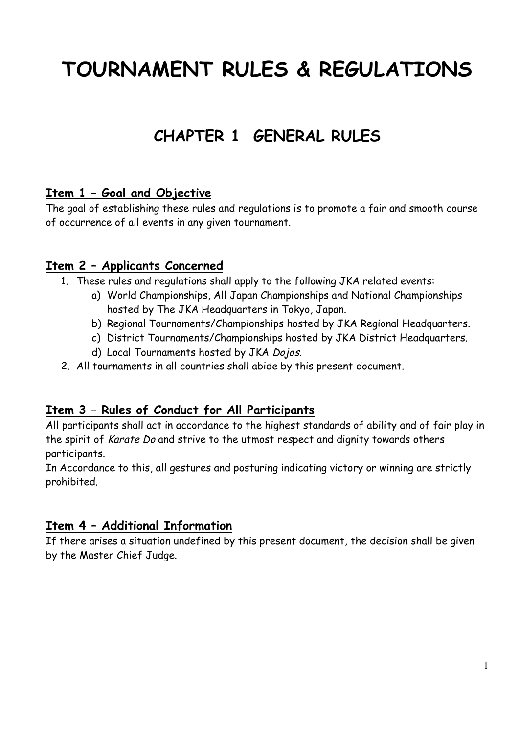# TOURNAMENT RULES & REGULATIONS

## CHAPTER 1 GENERAL RULES

### Item 1 – Goal and Objective

The goal of establishing these rules and regulations is to promote a fair and smooth course of occurrence of all events in any given tournament.

### Item 2 – Applicants Concerned

1. These rules and regulations shall apply to the following JKA related events:
   a) World Championships, All Japan Championships and National Championships hosted by The JKA Headquarters in Tokyo, Japan.
   b) Regional Tournaments/Championships hosted by JKA Regional Headquarters.
   c) District Tournaments/Championships hosted by JKA District Headquarters.
   d) Local Tournaments hosted by JKA *Dojos*.
2. All tournaments in all countries shall abide by this present document.

### Item 3 – Rules of Conduct for All Participants

All participants shall act in accordance to the highest standards of ability and of fair play in the spirit of *Karate Do* and strive to the utmost respect and dignity towards others participants.

In Accordance to this, all gestures and posturing indicating victory or winning are strictly prohibited.

### Item 4 – Additional Information

If there arises a situation undefined by this present document, the decision shall be given by the Master Chief Judge.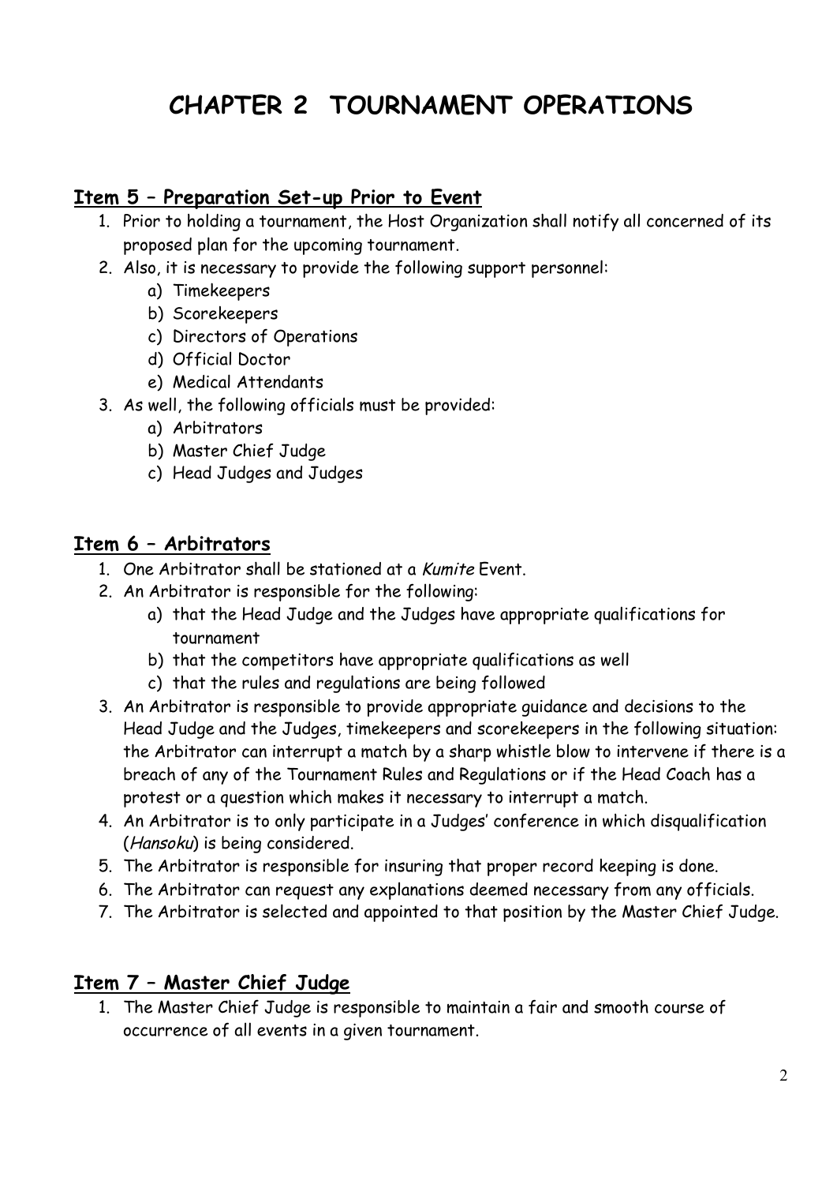# CHAPTER 2 TOURNAMENT OPERATIONS

## Item 5 – Preparation Set-up Prior to Event

1. Prior to holding a tournament, the Host Organization shall notify all concerned of its proposed plan for the upcoming tournament.
2. Also, it is necessary to provide the following support personnel:
   a) Timekeepers
   b) Scorekeepers
   c) Directors of Operations
   d) Official Doctor
   e) Medical Attendants
3. As well, the following officials must be provided:
   a) Arbitrators
   b) Master Chief Judge
   c) Head Judges and Judges

## Item 6 – Arbitrators

1. One Arbitrator shall be stationed at a *Kumite* Event.
2. An Arbitrator is responsible for the following:
   a) that the Head Judge and the Judges have appropriate qualifications for tournament
   b) that the competitors have appropriate qualifications as well
   c) that the rules and regulations are being followed
3. An Arbitrator is responsible to provide appropriate guidance and decisions to the Head Judge and the Judges, timekeepers and scorekeepers in the following situation: the Arbitrator can interrupt a match by a sharp whistle blow to intervene if there is a breach of any of the Tournament Rules and Regulations or if the Head Coach has a protest or a question which makes it necessary to interrupt a match.
4. An Arbitrator is to only participate in a Judges' conference in which disqualification (*Hansoku*) is being considered.
5. The Arbitrator is responsible for insuring that proper record keeping is done.
6. The Arbitrator can request any explanations deemed necessary from any officials.
7. The Arbitrator is selected and appointed to that position by the Master Chief Judge.

## Item 7 – Master Chief Judge

1. The Master Chief Judge is responsible to maintain a fair and smooth course of occurrence of all events in a given tournament.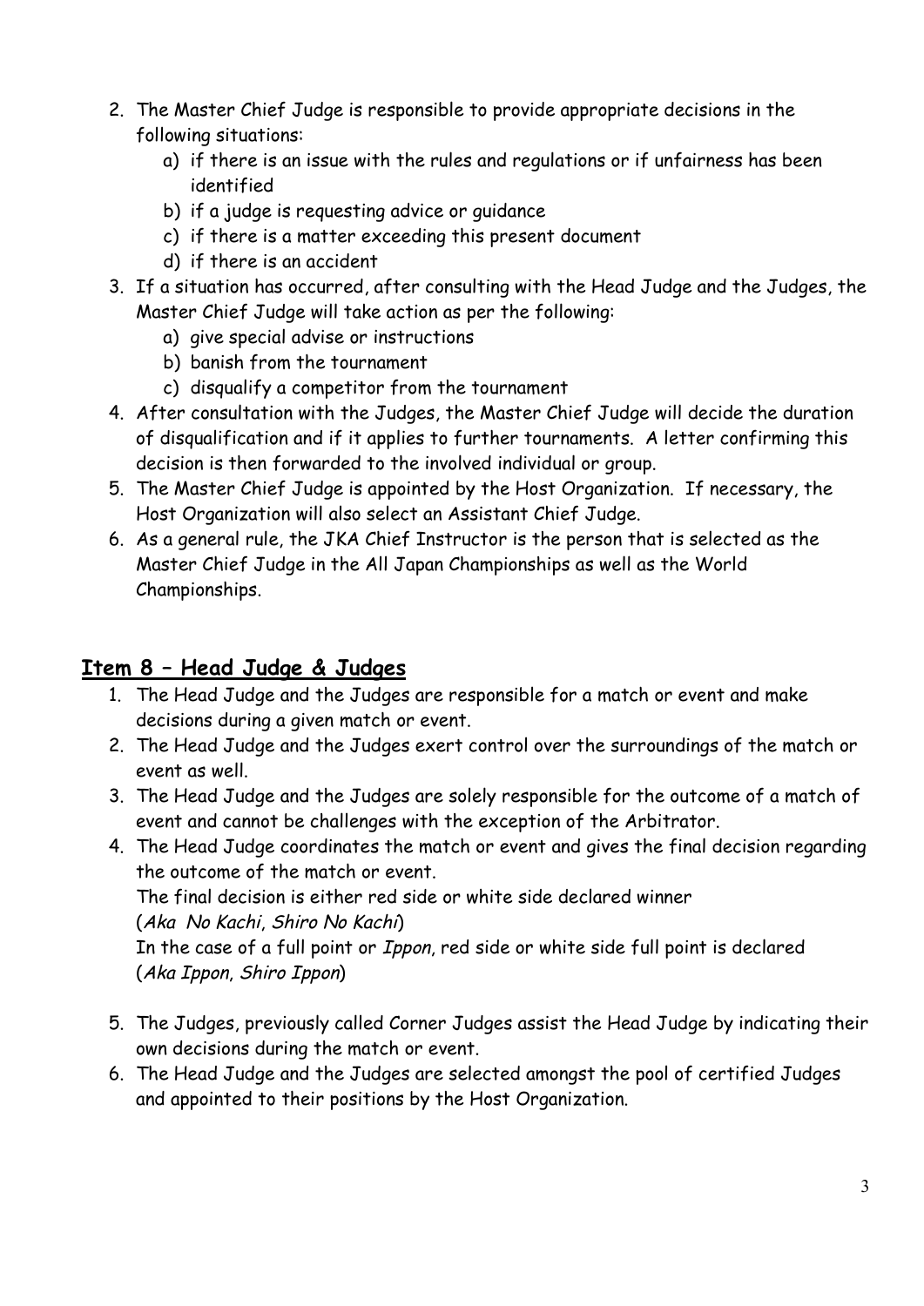2. The Master Chief Judge is responsible to provide appropriate decisions in the following situations:
    a) if there is an issue with the rules and regulations or if unfairness has been identified
    b) if a judge is requesting advice or guidance
    c) if there is a matter exceeding this present document
    d) if there is an accident
3. If a situation has occurred, after consulting with the Head Judge and the Judges, the Master Chief Judge will take action as per the following:
    a) give special advise or instructions
    b) banish from the tournament
    c) disqualify a competitor from the tournament
4. After consultation with the Judges, the Master Chief Judge will decide the duration of disqualification and if it applies to further tournaments. A letter confirming this decision is then forwarded to the involved individual or group.
5. The Master Chief Judge is appointed by the Host Organization. If necessary, the Host Organization will also select an Assistant Chief Judge.
6. As a general rule, the JKA Chief Instructor is the person that is selected as the Master Chief Judge in the All Japan Championships as well as the World Championships.

## Item 8 – Head Judge & Judges

1. The Head Judge and the Judges are responsible for a match or event and make decisions during a given match or event.
2. The Head Judge and the Judges exert control over the surroundings of the match or event as well.
3. The Head Judge and the Judges are solely responsible for the outcome of a match of event and cannot be challenges with the exception of the Arbitrator.
4. The Head Judge coordinates the match or event and gives the final decision regarding the outcome of the match or event.
   The final decision is either red side or white side declared winner
   (*Aka No Kachi*, *Shiro No Kachi*)
   In the case of a full point or *Ippon*, red side or white side full point is declared
   (*Aka Ippon*, *Shiro Ippon*)
5. The Judges, previously called Corner Judges assist the Head Judge by indicating their own decisions during the match or event.
6. The Head Judge and the Judges are selected amongst the pool of certified Judges and appointed to their positions by the Host Organization.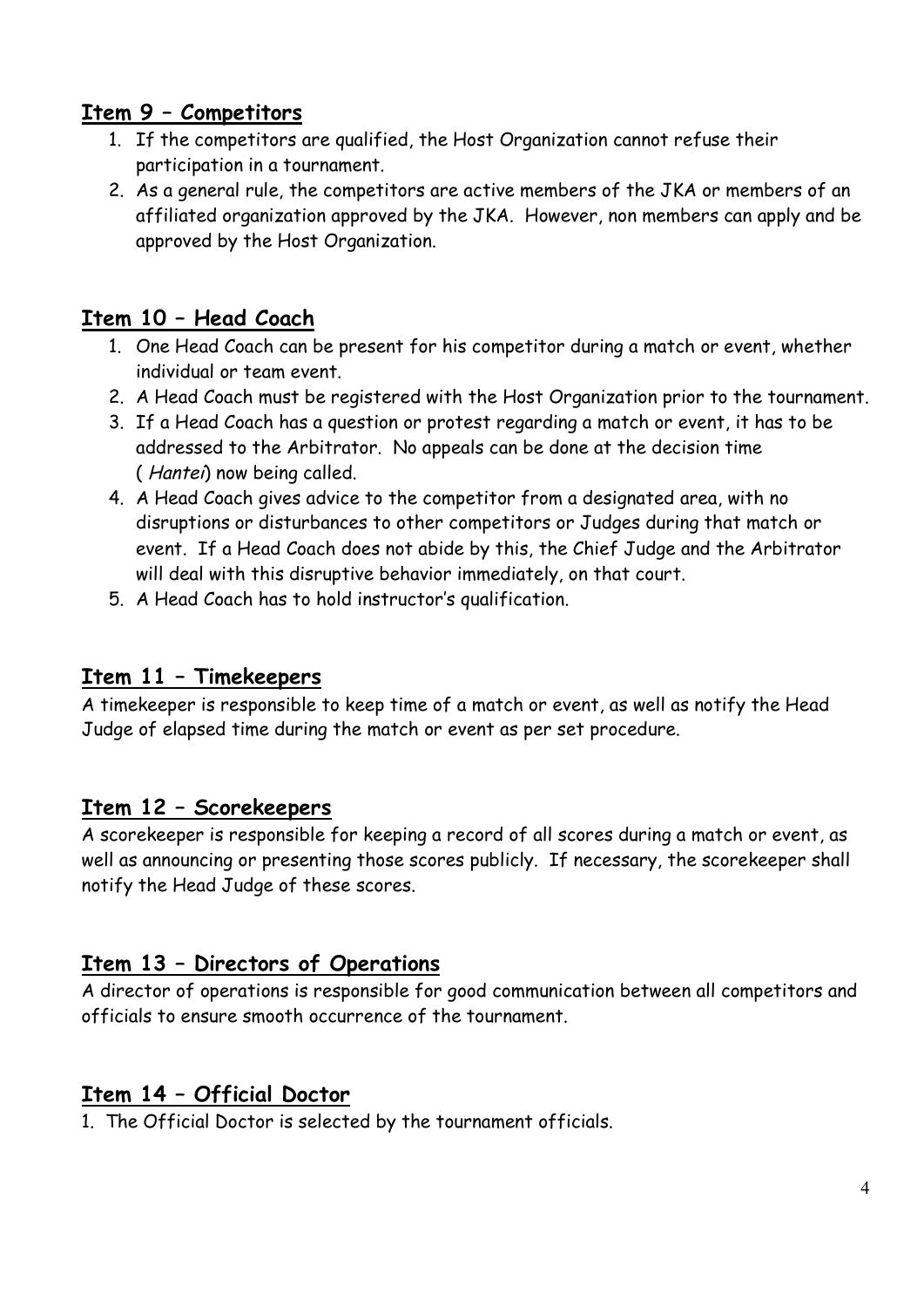## Item 9 – Competitors

1. If the competitors are qualified, the Host Organization cannot refuse their participation in a tournament.
2. As a general rule, the competitors are active members of the JKA or members of an affiliated organization approved by the JKA. However, non members can apply and be approved by the Host Organization.

## Item 10 – Head Coach

1. One Head Coach can be present for his competitor during a match or event, whether individual or team event.
2. A Head Coach must be registered with the Host Organization prior to the tournament.
3. If a Head Coach has a question or protest regarding a match or event, it has to be addressed to the Arbitrator. No appeals can be done at the decision time ( *Hantei*) now being called.
4. A Head Coach gives advice to the competitor from a designated area, with no disruptions or disturbances to other competitors or Judges during that match or event. If a Head Coach does not abide by this, the Chief Judge and the Arbitrator will deal with this disruptive behavior immediately, on that court.
5. A Head Coach has to hold instructor's qualification.

## Item 11 – Timekeepers

A timekeeper is responsible to keep time of a match or event, as well as notify the Head Judge of elapsed time during the match or event as per set procedure.

## Item 12 – Scorekeepers

A scorekeeper is responsible for keeping a record of all scores during a match or event, as well as announcing or presenting those scores publicly. If necessary, the scorekeeper shall notify the Head Judge of these scores.

## Item 13 – Directors of Operations

A director of operations is responsible for good communication between all competitors and officials to ensure smooth occurrence of the tournament.

## Item 14 – Official Doctor

1. The Official Doctor is selected by the tournament officials.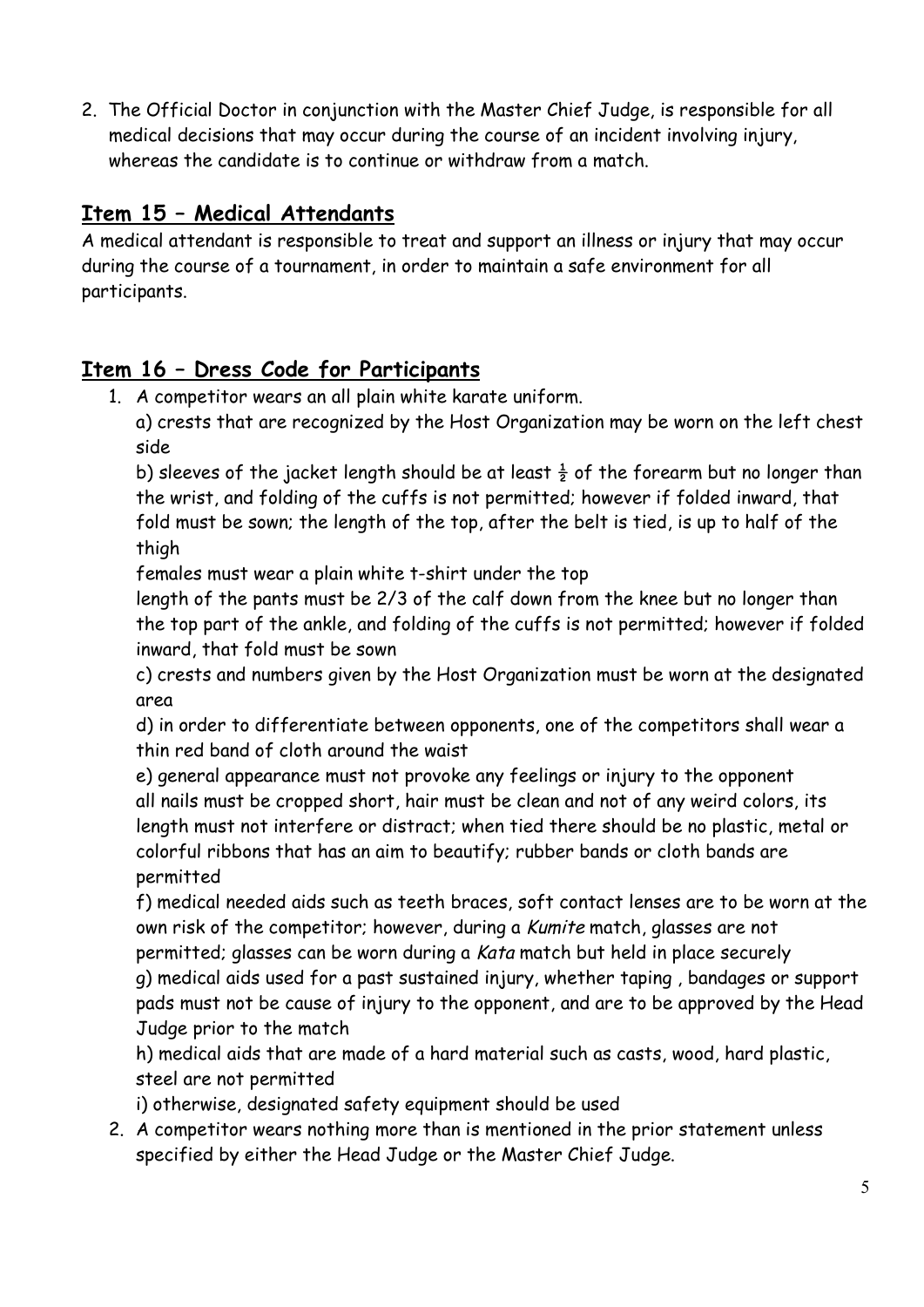2. The Official Doctor in conjunction with the Master Chief Judge, is responsible for all medical decisions that may occur during the course of an incident involving injury, whereas the candidate is to continue or withdraw from a match.

## Item 15 – Medical Attendants

A medical attendant is responsible to treat and support an illness or injury that may occur during the course of a tournament, in order to maintain a safe environment for all participants.

## Item 16 – Dress Code for Participants

1. A competitor wears an all plain white karate uniform.

   a) crests that are recognized by the Host Organization may be worn on the left chest side

   b) sleeves of the jacket length should be at least ½ of the forearm but no longer than the wrist, and folding of the cuffs is not permitted; however if folded inward, that fold must be sown; the length of the top, after the belt is tied, is up to half of the thigh

   females must wear a plain white t-shirt under the top

   length of the pants must be 2/3 of the calf down from the knee but no longer than the top part of the ankle, and folding of the cuffs is not permitted; however if folded inward, that fold must be sown

   c) crests and numbers given by the Host Organization must be worn at the designated area

   d) in order to differentiate between opponents, one of the competitors shall wear a thin red band of cloth around the waist

   e) general appearance must not provoke any feelings or injury to the opponent

   all nails must be cropped short, hair must be clean and not of any weird colors, its length must not interfere or distract; when tied there should be no plastic, metal or colorful ribbons that has an aim to beautify; rubber bands or cloth bands are permitted

   f) medical needed aids such as teeth braces, soft contact lenses are to be worn at the own risk of the competitor; however, during a *Kumite* match, glasses are not permitted; glasses can be worn during a *Kata* match but held in place securely

   g) medical aids used for a past sustained injury, whether taping , bandages or support pads must not be cause of injury to the opponent, and are to be approved by the Head Judge prior to the match

   h) medical aids that are made of a hard material such as casts, wood, hard plastic, steel are not permitted

   i) otherwise, designated safety equipment should be used

2. A competitor wears nothing more than is mentioned in the prior statement unless specified by either the Head Judge or the Master Chief Judge.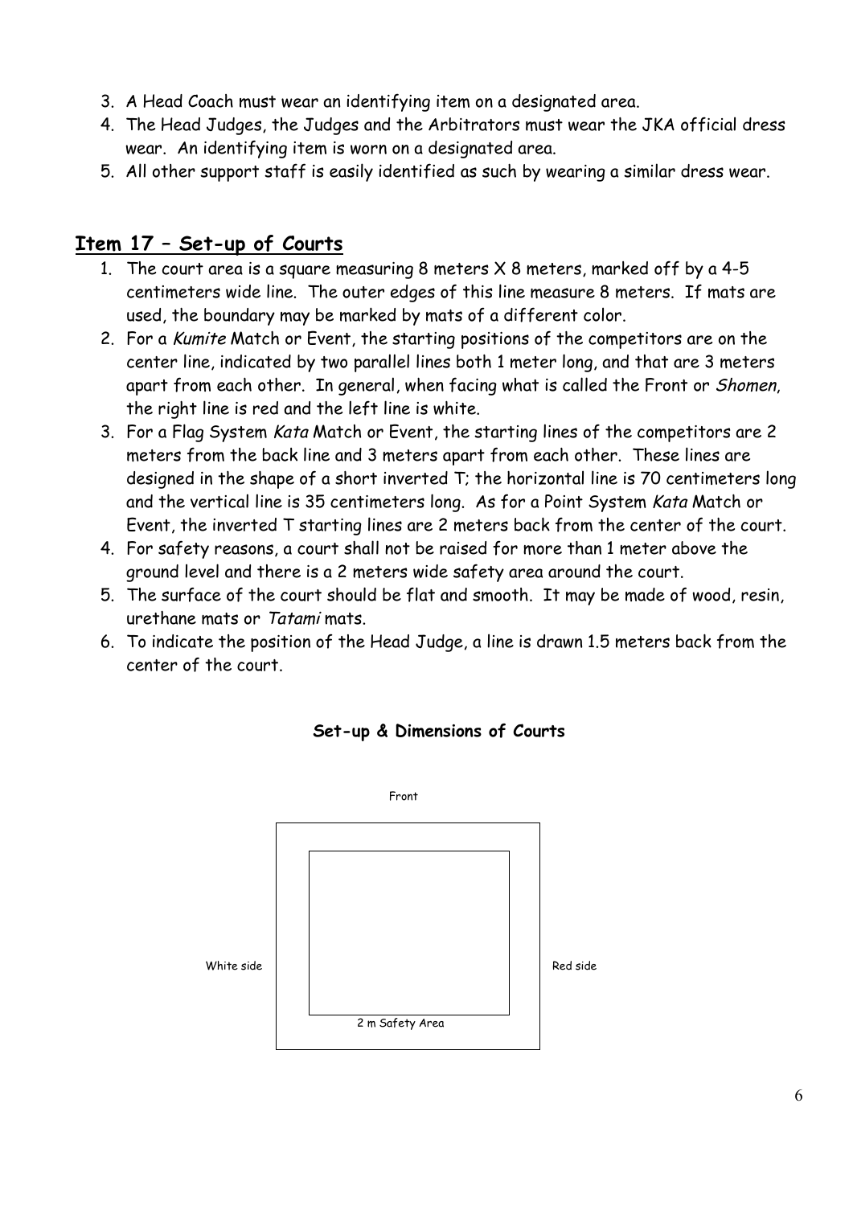3. A Head Coach must wear an identifying item on a designated area.
4. The Head Judges, the Judges and the Arbitrators must wear the JKA official dress wear. An identifying item is worn on a designated area.
5. All other support staff is easily identified as such by wearing a similar dress wear.

## Item 17 – Set-up of Courts

1. The court area is a square measuring 8 meters X 8 meters, marked off by a 4-5 centimeters wide line. The outer edges of this line measure 8 meters. If mats are used, the boundary may be marked by mats of a different color.
2. For a *Kumite* Match or Event, the starting positions of the competitors are on the center line, indicated by two parallel lines both 1 meter long, and that are 3 meters apart from each other. In general, when facing what is called the Front or *Shomen*, the right line is red and the left line is white.
3. For a Flag System *Kata* Match or Event, the starting lines of the competitors are 2 meters from the back line and 3 meters apart from each other. These lines are designed in the shape of a short inverted T; the horizontal line is 70 centimeters long and the vertical line is 35 centimeters long. As for a Point System *Kata* Match or Event, the inverted T starting lines are 2 meters back from the center of the court.
4. For safety reasons, a court shall not be raised for more than 1 meter above the ground level and there is a 2 meters wide safety area around the court.
5. The surface of the court should be flat and smooth. It may be made of wood, resin, urethane mats or *Tatami* mats.
6. To indicate the position of the Head Judge, a line is drawn 1.5 meters back from the center of the court.

**Set-up & Dimensions of Courts**

Front

White side

Red side

2 m Safety Area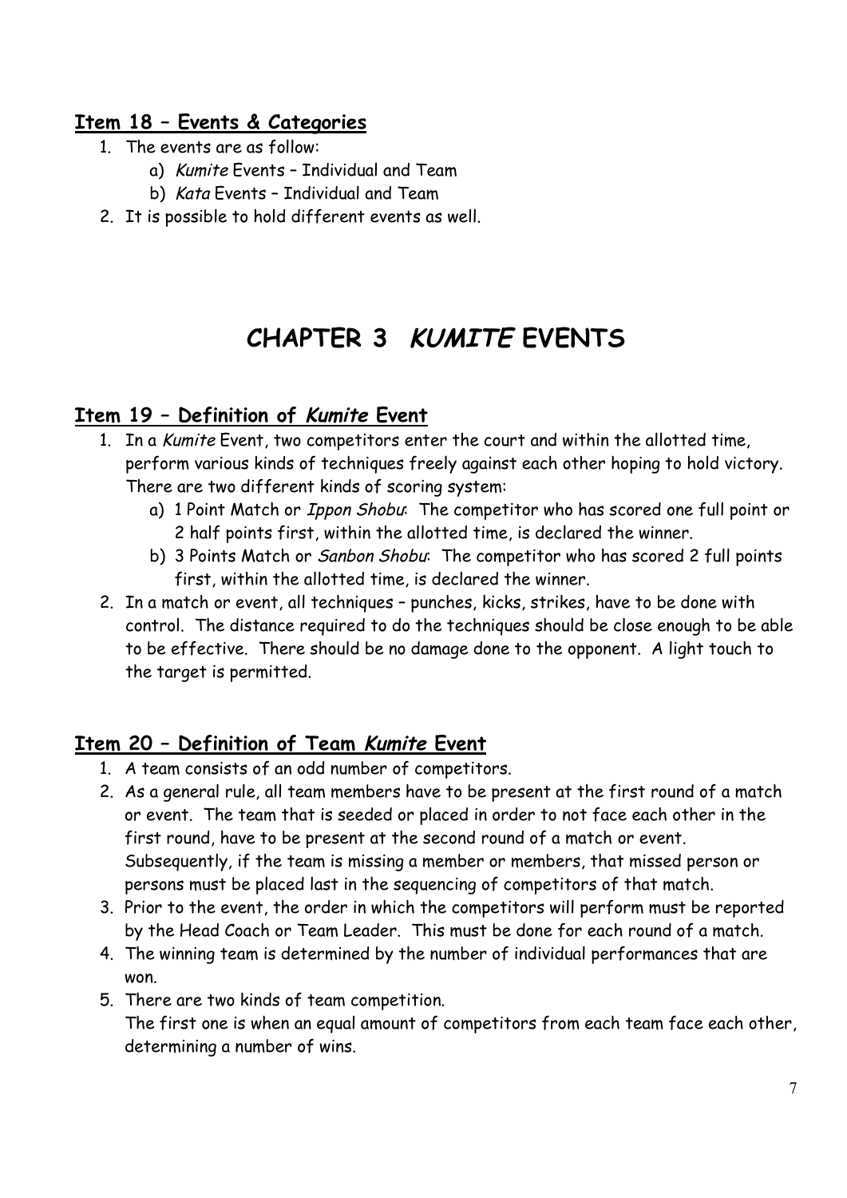## Item 18 – Events & Categories

1. The events are as follow:
    a) *Kumite* Events – Individual and Team
    b) *Kata* Events – Individual and Team
2. It is possible to hold different events as well.

# CHAPTER 3 *KUMITE* EVENTS

## Item 19 – Definition of *Kumite* Event

1. In a *Kumite* Event, two competitors enter the court and within the allotted time, perform various kinds of techniques freely against each other hoping to hold victory. There are two different kinds of scoring system:
    a) 1 Point Match or *Ippon Shobu*: The competitor who has scored one full point or 2 half points first, within the allotted time, is declared the winner.
    b) 3 Points Match or *Sanbon Shobu*: The competitor who has scored 2 full points first, within the allotted time, is declared the winner.
2. In a match or event, all techniques – punches, kicks, strikes, have to be done with control. The distance required to do the techniques should be close enough to be able to be effective. There should be no damage done to the opponent. A light touch to the target is permitted.

## Item 20 – Definition of Team *Kumite* Event

1. A team consists of an odd number of competitors.
2. As a general rule, all team members have to be present at the first round of a match or event. The team that is seeded or placed in order to not face each other in the first round, have to be present at the second round of a match or event. Subsequently, if the team is missing a member or members, that missed person or persons must be placed last in the sequencing of competitors of that match.
3. Prior to the event, the order in which the competitors will perform must be reported by the Head Coach or Team Leader. This must be done for each round of a match.
4. The winning team is determined by the number of individual performances that are won.
5. There are two kinds of team competition.
   The first one is when an equal amount of competitors from each team face each other, determining a number of wins.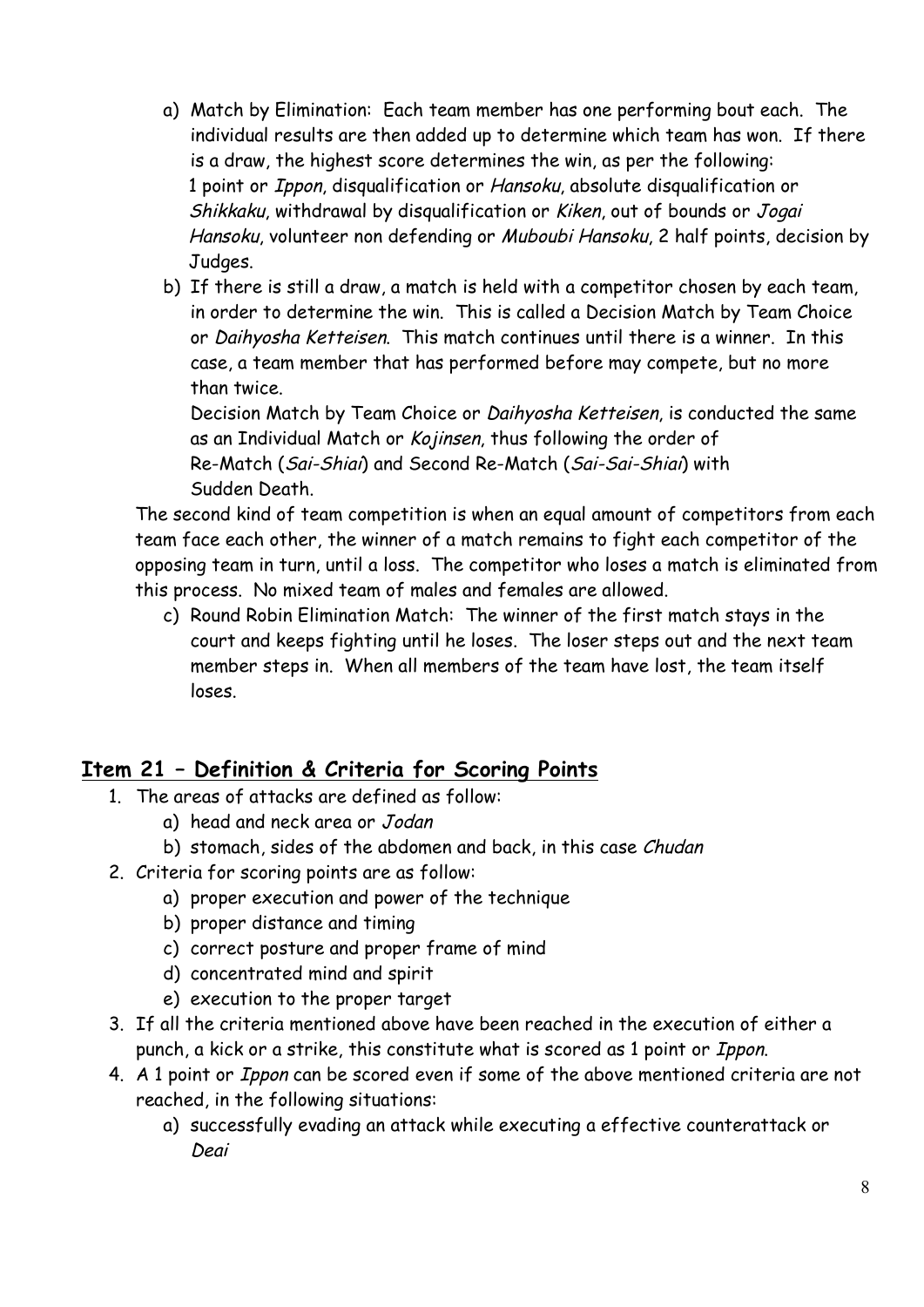a) Match by Elimination: Each team member has one performing bout each. The individual results are then added up to determine which team has won. If there is a draw, the highest score determines the win, as per the following: 1 point or *Ippon*, disqualification or *Hansoku*, absolute disqualification or *Shikkaku*, withdrawal by disqualification or *Kiken*, out of bounds or *Jogai Hansoku*, volunteer non defending or *Muboubi Hansoku*, 2 half points, decision by Judges.

b) If there is still a draw, a match is held with a competitor chosen by each team, in order to determine the win. This is called a Decision Match by Team Choice or *Daihyosha Ketteisen*. This match continues until there is a winner. In this case, a team member that has performed before may compete, but no more than twice.
Decision Match by Team Choice or *Daihyosha Ketteisen*, is conducted the same as an Individual Match or *Kojinsen*, thus following the order of Re-Match (*Sai-Shiai*) and Second Re-Match (*Sai-Sai-Shiai*) with Sudden Death.

The second kind of team competition is when an equal amount of competitors from each team face each other, the winner of a match remains to fight each competitor of the opposing team in turn, until a loss. The competitor who loses a match is eliminated from this process. No mixed team of males and females are allowed.

c) Round Robin Elimination Match: The winner of the first match stays in the court and keeps fighting until he loses. The loser steps out and the next team member steps in. When all members of the team have lost, the team itself loses.

## Item 21 – Definition & Criteria for Scoring Points

1. The areas of attacks are defined as follow:
   a) head and neck area or *Jodan*
   b) stomach, sides of the abdomen and back, in this case *Chudan*
2. Criteria for scoring points are as follow:
   a) proper execution and power of the technique
   b) proper distance and timing
   c) correct posture and proper frame of mind
   d) concentrated mind and spirit
   e) execution to the proper target
3. If all the criteria mentioned above have been reached in the execution of either a punch, a kick or a strike, this constitute what is scored as 1 point or *Ippon*.
4. A 1 point or *Ippon* can be scored even if some of the above mentioned criteria are not reached, in the following situations:
   a) successfully evading an attack while executing a effective counterattack or *Deai*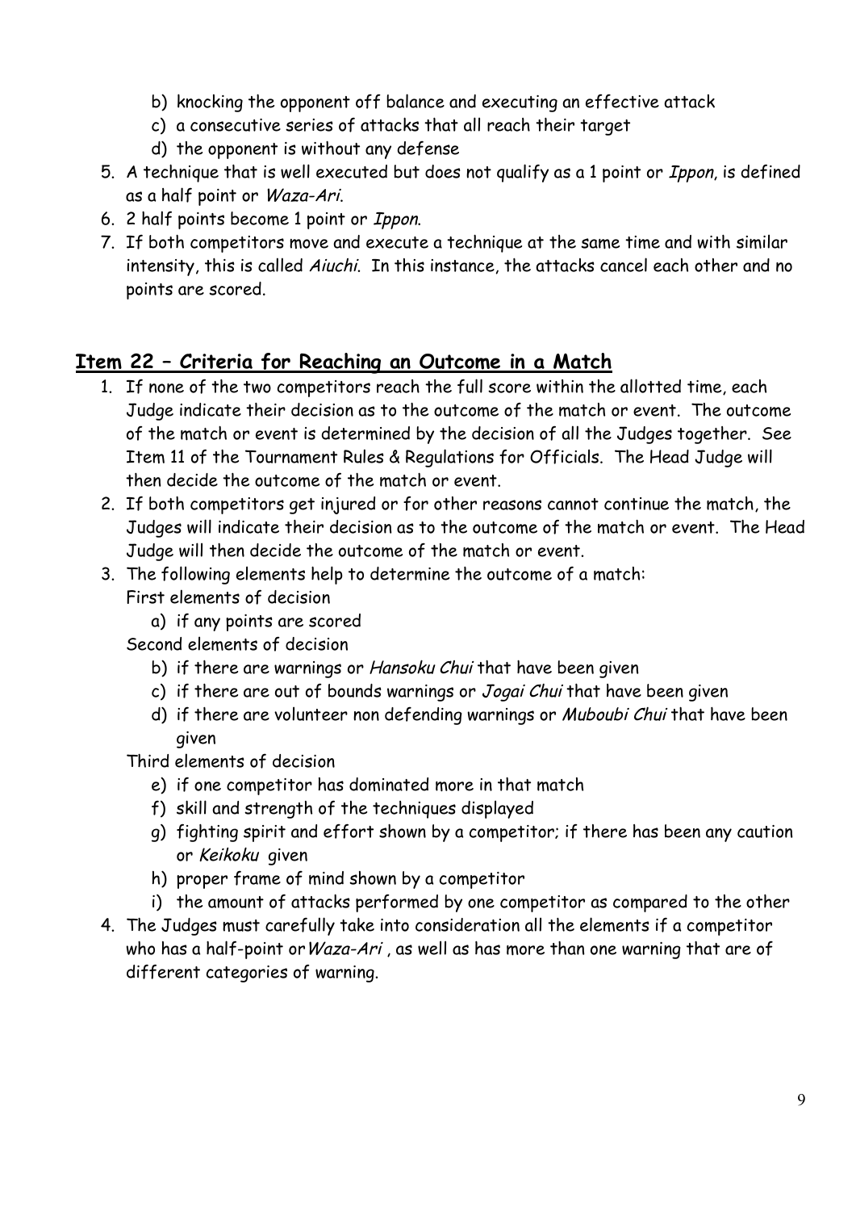b) knocking the opponent off balance and executing an effective attack
   c) a consecutive series of attacks that all reach their target
   d) the opponent is without any defense

5. A technique that is well executed but does not qualify as a 1 point or *Ippon*, is defined as a half point or *Waza-Ari*.
6. 2 half points become 1 point or *Ippon*.
7. If both competitors move and execute a technique at the same time and with similar intensity, this is called *Aiuchi*. In this instance, the attacks cancel each other and no points are scored.

## Item 22 – Criteria for Reaching an Outcome in a Match

1. If none of the two competitors reach the full score within the allotted time, each Judge indicate their decision as to the outcome of the match or event. The outcome of the match or event is determined by the decision of all the Judges together. See Item 11 of the Tournament Rules & Regulations for Officials. The Head Judge will then decide the outcome of the match or event.
2. If both competitors get injured or for other reasons cannot continue the match, the Judges will indicate their decision as to the outcome of the match or event. The Head Judge will then decide the outcome of the match or event.
3. The following elements help to determine the outcome of a match:
   First elements of decision
   a) if any points are scored
   
   Second elements of decision
   b) if there are warnings or *Hansoku Chui* that have been given
   c) if there are out of bounds warnings or *Jogai Chui* that have been given
   d) if there are volunteer non defending warnings or *Muboubi Chui* that have been given
   
   Third elements of decision
   e) if one competitor has dominated more in that match
   f) skill and strength of the techniques displayed
   g) fighting spirit and effort shown by a competitor; if there has been any caution or *Keikoku* given
   h) proper frame of mind shown by a competitor
   i) the amount of attacks performed by one competitor as compared to the other
4. The Judges must carefully take into consideration all the elements if a competitor who has a half-point or *Waza-Ari* , as well as has more than one warning that are of different categories of warning.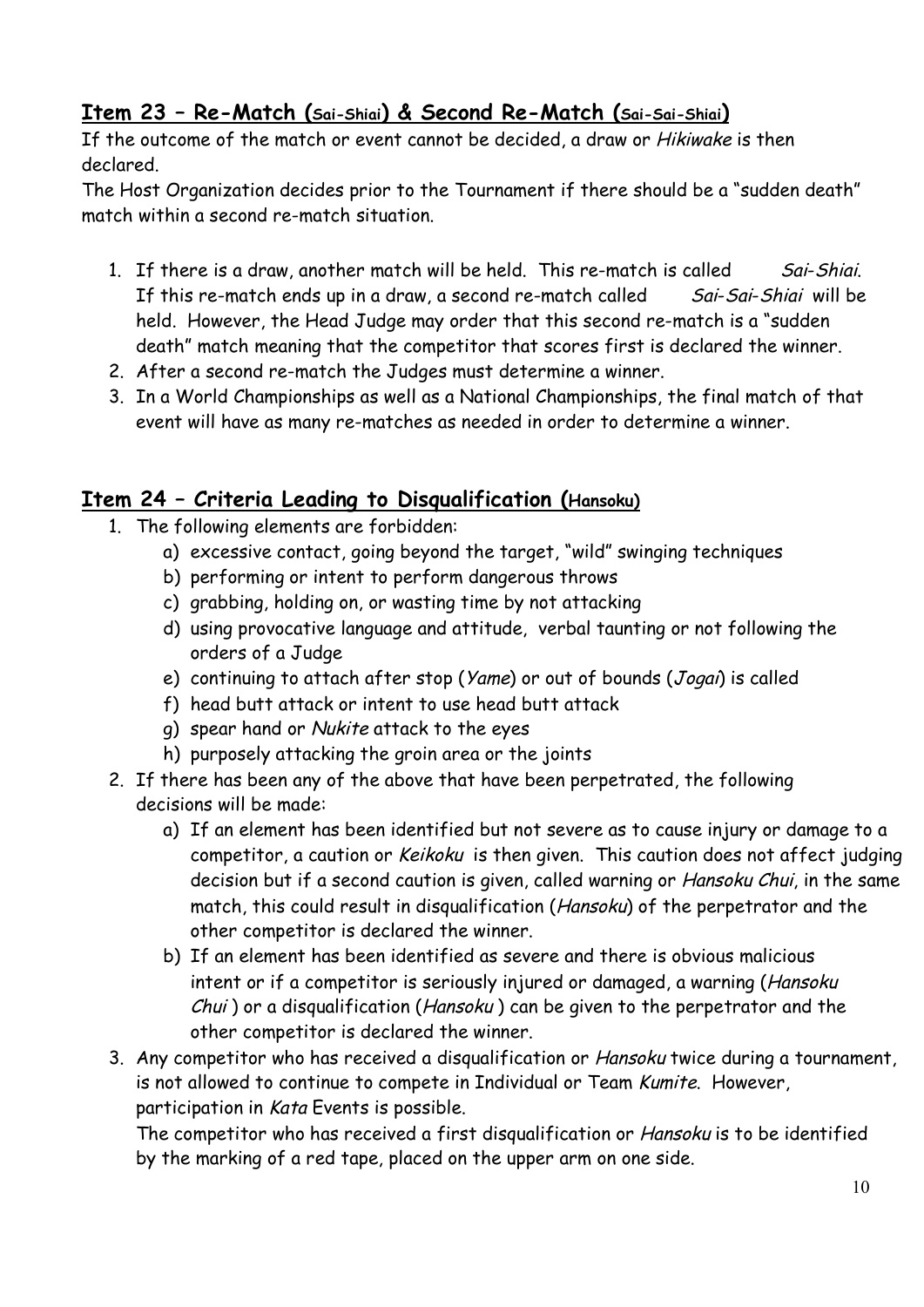## Item 23 – Re-Match (Sai-Shiai) & Second Re-Match (Sai-Sai-Shiai)

If the outcome of the match or event cannot be decided, a draw or *Hikiwake* is then declared.

The Host Organization decides prior to the Tournament if there should be a "sudden death" match within a second re-match situation.

1. If there is a draw, another match will be held. This re-match is called *Sai-Shiai*. If this re-match ends up in a draw, a second re-match called *Sai-Sai-Shiai* will be held. However, the Head Judge may order that this second re-match is a "sudden death" match meaning that the competitor that scores first is declared the winner.
2. After a second re-match the Judges must determine a winner.
3. In a World Championships as well as a National Championships, the final match of that event will have as many re-matches as needed in order to determine a winner.

## Item 24 – Criteria Leading to Disqualification (Hansoku)

1. The following elements are forbidden:
   a) excessive contact, going beyond the target, "wild" swinging techniques
   b) performing or intent to perform dangerous throws
   c) grabbing, holding on, or wasting time by not attacking
   d) using provocative language and attitude, verbal taunting or not following the orders of a Judge
   e) continuing to attach after stop (*Yame*) or out of bounds (*Jogai*) is called
   f) head butt attack or intent to use head butt attack
   g) spear hand or *Nukite* attack to the eyes
   h) purposely attacking the groin area or the joints
2. If there has been any of the above that have been perpetrated, the following decisions will be made:
   a) If an element has been identified but not severe as to cause injury or damage to a competitor, a caution or *Keikoku* is then given. This caution does not affect judging decision but if a second caution is given, called warning or *Hansoku Chui*, in the same match, this could result in disqualification (*Hansoku*) of the perpetrator and the other competitor is declared the winner.
   b) If an element has been identified as severe and there is obvious malicious intent or if a competitor is seriously injured or damaged, a warning (*Hansoku Chui* ) or a disqualification (*Hansoku* ) can be given to the perpetrator and the other competitor is declared the winner.
3. Any competitor who has received a disqualification or *Hansoku* twice during a tournament, is not allowed to continue to compete in Individual or Team *Kumite*. However, participation in *Kata* Events is possible.

   The competitor who has received a first disqualification or *Hansoku* is to be identified by the marking of a red tape, placed on the upper arm on one side.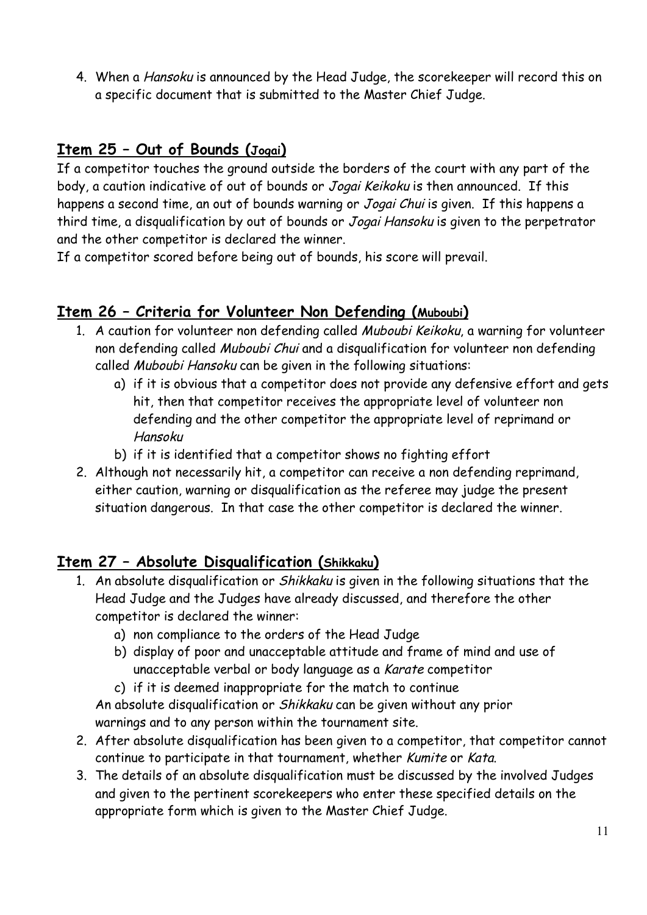4. When a *Hansoku* is announced by the Head Judge, the scorekeeper will record this on a specific document that is submitted to the Master Chief Judge.

## Item 25 – Out of Bounds (Jogai)

If a competitor touches the ground outside the borders of the court with any part of the body, a caution indicative of out of bounds or *Jogai Keikoku* is then announced. If this happens a second time, an out of bounds warning or *Jogai Chui* is given. If this happens a third time, a disqualification by out of bounds or *Jogai Hansoku* is given to the perpetrator and the other competitor is declared the winner.

If a competitor scored before being out of bounds, his score will prevail.

## Item 26 – Criteria for Volunteer Non Defending (Muboubi)

1. A caution for volunteer non defending called *Muboubi Keikoku*, a warning for volunteer non defending called *Muboubi Chui* and a disqualification for volunteer non defending called *Muboubi Hansoku* can be given in the following situations:
   a) if it is obvious that a competitor does not provide any defensive effort and gets hit, then that competitor receives the appropriate level of volunteer non defending and the other competitor the appropriate level of reprimand or *Hansoku*
   b) if it is identified that a competitor shows no fighting effort
2. Although not necessarily hit, a competitor can receive a non defending reprimand, either caution, warning or disqualification as the referee may judge the present situation dangerous. In that case the other competitor is declared the winner.

## Item 27 – Absolute Disqualification (Shikkaku)

1. An absolute disqualification or *Shikkaku* is given in the following situations that the Head Judge and the Judges have already discussed, and therefore the other competitor is declared the winner:
   a) non compliance to the orders of the Head Judge
   b) display of poor and unacceptable attitude and frame of mind and use of unacceptable verbal or body language as a *Karate* competitor
   c) if it is deemed inappropriate for the match to continue

   An absolute disqualification or *Shikkaku* can be given without any prior warnings and to any person within the tournament site.
2. After absolute disqualification has been given to a competitor, that competitor cannot continue to participate in that tournament, whether *Kumite* or *Kata*.
3. The details of an absolute disqualification must be discussed by the involved Judges and given to the pertinent scorekeepers who enter these specified details on the appropriate form which is given to the Master Chief Judge.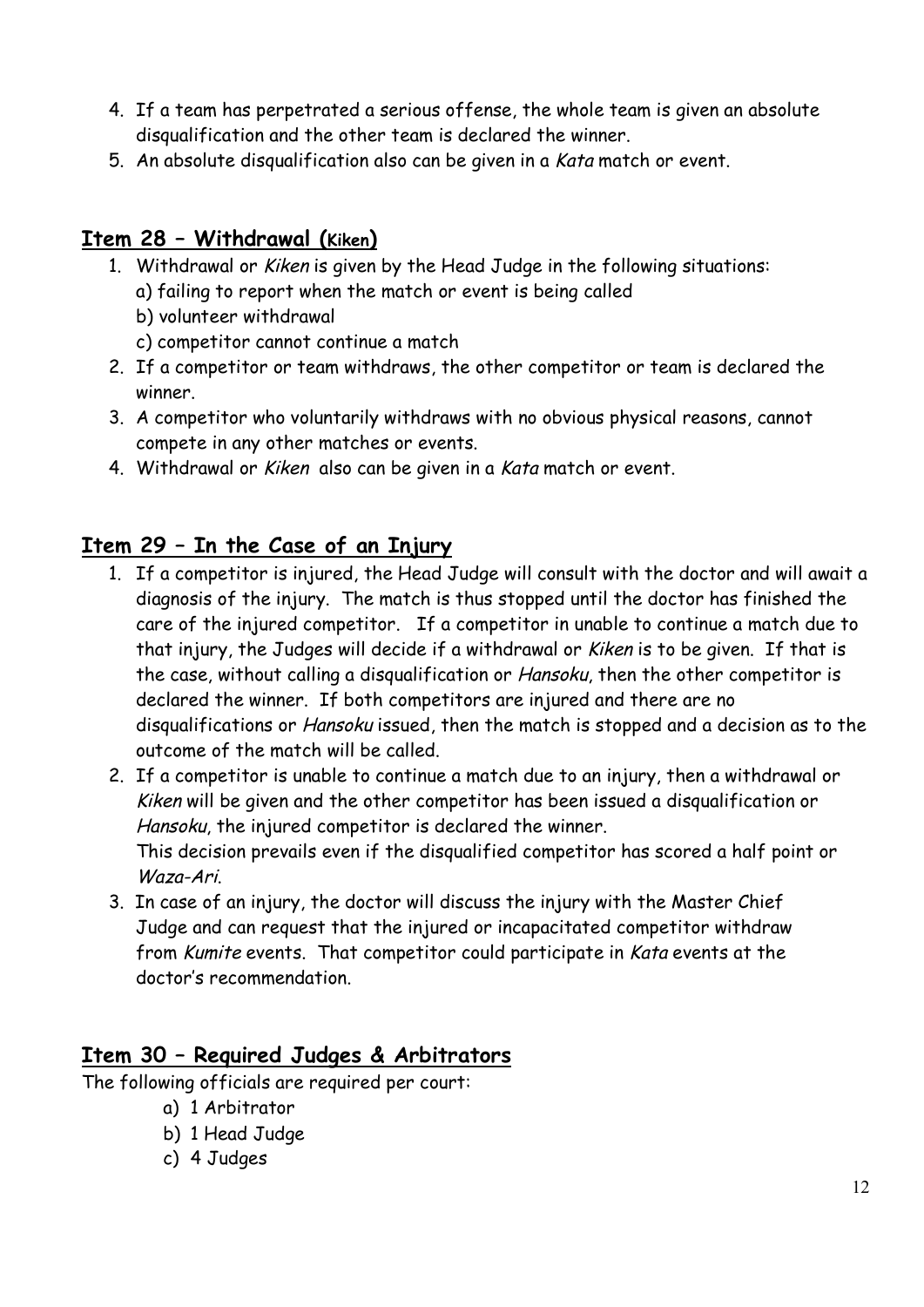4. If a team has perpetrated a serious offense, the whole team is given an absolute disqualification and the other team is declared the winner.
5. An absolute disqualification also can be given in a *Kata* match or event.

## Item 28 – Withdrawal (Kiken)

1. Withdrawal or *Kiken* is given by the Head Judge in the following situations:
   a) failing to report when the match or event is being called
   b) volunteer withdrawal
   c) competitor cannot continue a match
2. If a competitor or team withdraws, the other competitor or team is declared the winner.
3. A competitor who voluntarily withdraws with no obvious physical reasons, cannot compete in any other matches or events.
4. Withdrawal or *Kiken* also can be given in a *Kata* match or event.

## Item 29 – In the Case of an Injury

1. If a competitor is injured, the Head Judge will consult with the doctor and will await a diagnosis of the injury. The match is thus stopped until the doctor has finished the care of the injured competitor. If a competitor in unable to continue a match due to that injury, the Judges will decide if a withdrawal or *Kiken* is to be given. If that is the case, without calling a disqualification or *Hansoku*, then the other competitor is declared the winner. If both competitors are injured and there are no disqualifications or *Hansoku* issued, then the match is stopped and a decision as to the outcome of the match will be called.
2. If a competitor is unable to continue a match due to an injury, then a withdrawal or *Kiken* will be given and the other competitor has been issued a disqualification or *Hansoku*, the injured competitor is declared the winner.
   This decision prevails even if the disqualified competitor has scored a half point or *Waza-Ari*.
3. In case of an injury, the doctor will discuss the injury with the Master Chief Judge and can request that the injured or incapacitated competitor withdraw from *Kumite* events. That competitor could participate in *Kata* events at the doctor's recommendation.

## Item 30 – Required Judges & Arbitrators

The following officials are required per court:

a) 1 Arbitrator
b) 1 Head Judge
c) 4 Judges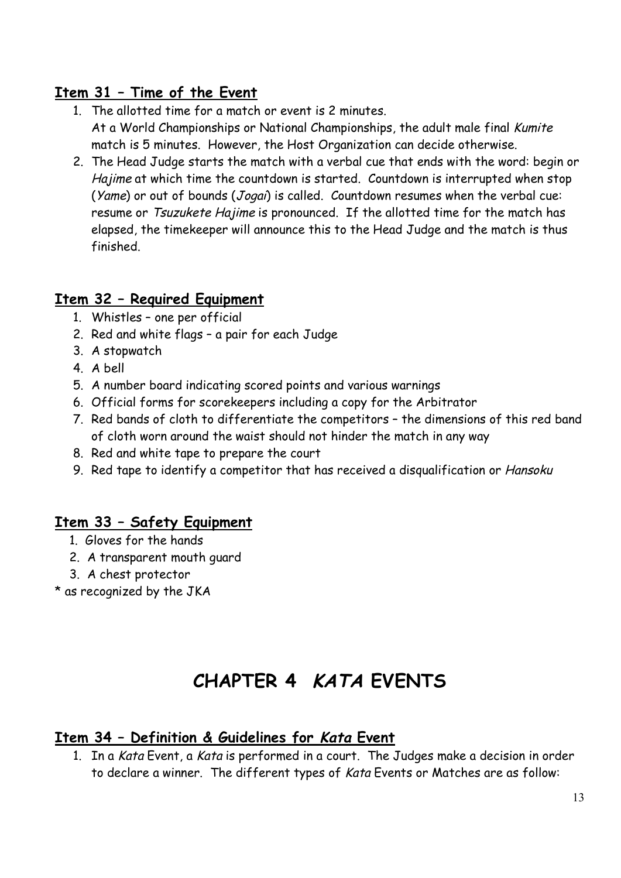### Item 31 – Time of the Event

1. The allotted time for a match or event is 2 minutes.
   At a World Championships or National Championships, the adult male final *Kumite* match is 5 minutes. However, the Host Organization can decide otherwise.
2. The Head Judge starts the match with a verbal cue that ends with the word: begin or *Hajime* at which time the countdown is started. Countdown is interrupted when stop (*Yame*) or out of bounds (*Jogai*) is called. Countdown resumes when the verbal cue: resume or *Tsuzukete Hajime* is pronounced. If the allotted time for the match has elapsed, the timekeeper will announce this to the Head Judge and the match is thus finished.

### Item 32 – Required Equipment

1. Whistles – one per official
2. Red and white flags – a pair for each Judge
3. A stopwatch
4. A bell
5. A number board indicating scored points and various warnings
6. Official forms for scorekeepers including a copy for the Arbitrator
7. Red bands of cloth to differentiate the competitors – the dimensions of this red band of cloth worn around the waist should not hinder the match in any way
8. Red and white tape to prepare the court
9. Red tape to identify a competitor that has received a disqualification or *Hansoku*

### Item 33 – Safety Equipment

1. Gloves for the hands
2. A transparent mouth guard
3. A chest protector

\* as recognized by the JKA

## CHAPTER 4 *KATA* EVENTS

### Item 34 – Definition & Guidelines for *Kata* Event

1. In a *Kata* Event, a *Kata* is performed in a court. The Judges make a decision in order to declare a winner. The different types of *Kata* Events or Matches are as follow: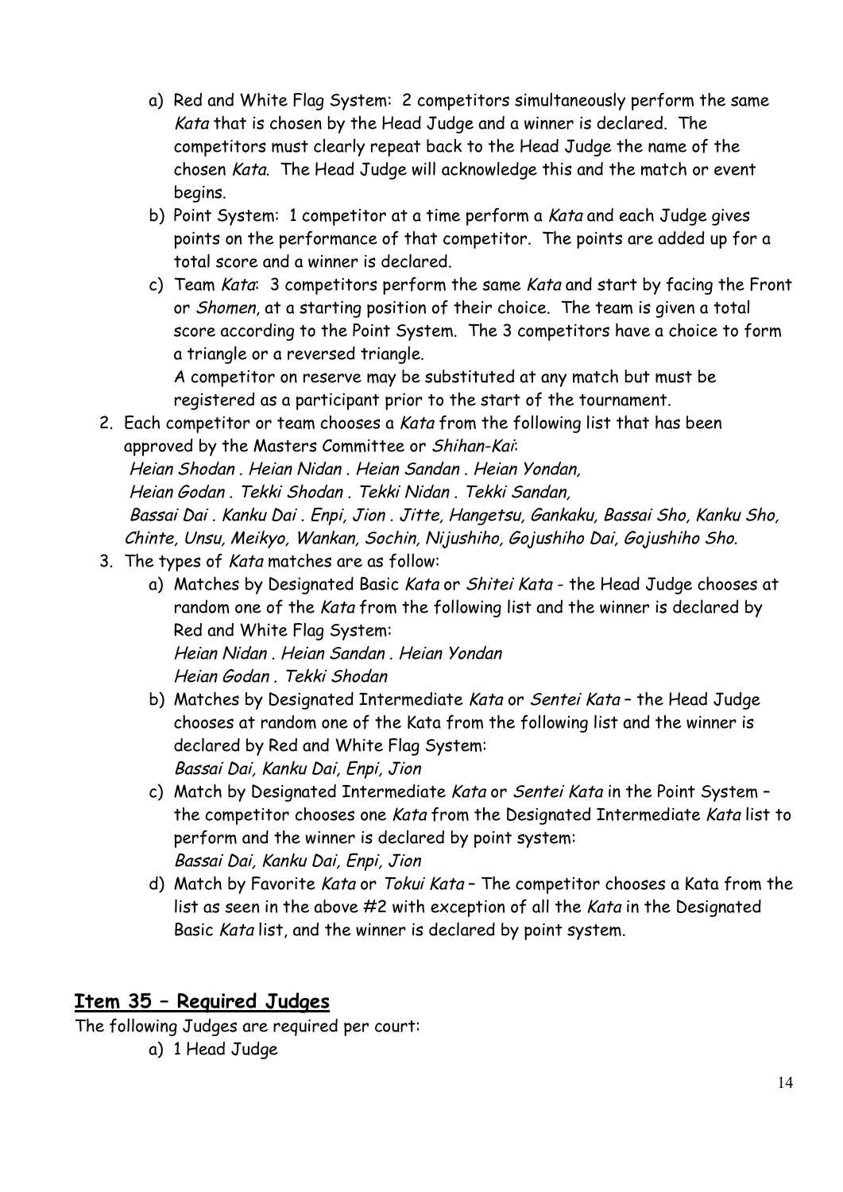a) Red and White Flag System: 2 competitors simultaneously perform the same *Kata* that is chosen by the Head Judge and a winner is declared. The competitors must clearly repeat back to the Head Judge the name of the chosen *Kata*. The Head Judge will acknowledge this and the match or event begins.

b) Point System: 1 competitor at a time perform a *Kata* and each Judge gives points on the performance of that competitor. The points are added up for a total score and a winner is declared.

c) Team *Kata*: 3 competitors perform the same *Kata* and start by facing the Front or *Shomen*, at a starting position of their choice. The team is given a total score according to the Point System. The 3 competitors have a choice to form a triangle or a reversed triangle.
A competitor on reserve may be substituted at any match but must be registered as a participant prior to the start of the tournament.

2. Each competitor or team chooses a *Kata* from the following list that has been approved by the Masters Committee or *Shihan-Kai*:
*Heian Shodan . Heian Nidan . Heian Sandan . Heian Yondan,*
*Heian Godan . Tekki Shodan . Tekki Nidan . Tekki Sandan,*
*Bassai Dai . Kanku Dai . Enpi, Jion . Jitte, Hangetsu, Gankaku, Bassai Sho, Kanku Sho, Chinte, Unsu, Meikyo, Wankan, Sochin, Nijushiho, Gojushiho Dai, Gojushiho Sho.*

3. The types of *Kata* matches are as follow:

   a) Matches by Designated Basic *Kata* or *Shitei Kata* - the Head Judge chooses at random one of the *Kata* from the following list and the winner is declared by Red and White Flag System:
   *Heian Nidan . Heian Sandan . Heian Yondan*
   *Heian Godan . Tekki Shodan*

   b) Matches by Designated Intermediate *Kata* or *Sentei Kata* – the Head Judge chooses at random one of the Kata from the following list and the winner is declared by Red and White Flag System:
   *Bassai Dai, Kanku Dai, Enpi, Jion*

   c) Match by Designated Intermediate *Kata* or *Sentei Kata* in the Point System – the competitor chooses one *Kata* from the Designated Intermediate *Kata* list to perform and the winner is declared by point system:
   *Bassai Dai, Kanku Dai, Enpi, Jion*

   d) Match by Favorite *Kata* or *Tokui Kata* – The competitor chooses a Kata from the list as seen in the above #2 with exception of all the *Kata* in the Designated Basic *Kata* list, and the winner is declared by point system.

## Item 35 – Required Judges

The following Judges are required per court:

a) 1 Head Judge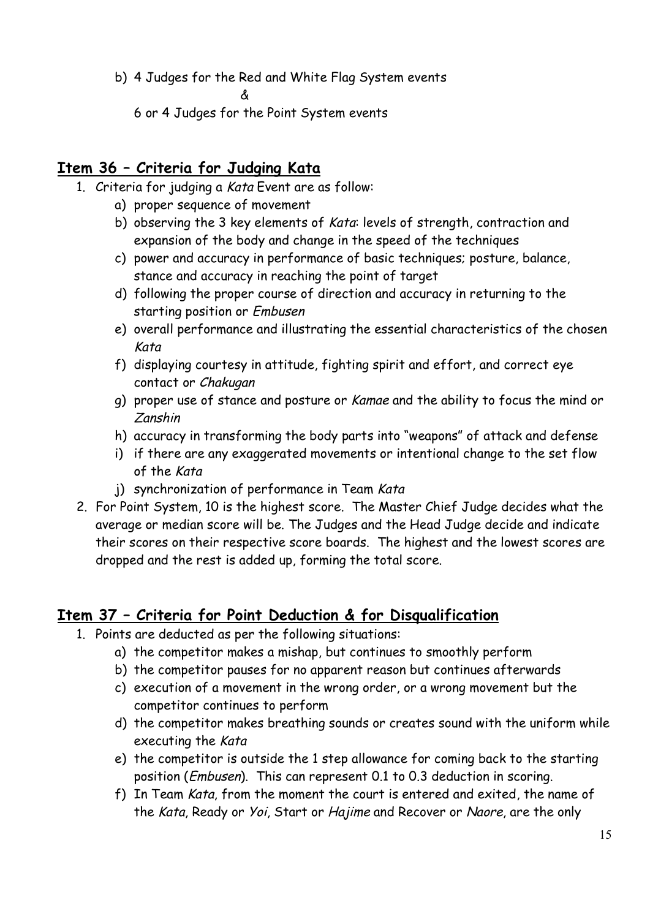b) 4 Judges for the Red and White Flag System events

&

6 or 4 Judges for the Point System events

## Item 36 – Criteria for Judging Kata

1. Criteria for judging a *Kata* Event are as follow:
    a) proper sequence of movement
    b) observing the 3 key elements of *Kata*: levels of strength, contraction and expansion of the body and change in the speed of the techniques
    c) power and accuracy in performance of basic techniques; posture, balance, stance and accuracy in reaching the point of target
    d) following the proper course of direction and accuracy in returning to the starting position or *Embusen*
    e) overall performance and illustrating the essential characteristics of the chosen *Kata*
    f) displaying courtesy in attitude, fighting spirit and effort, and correct eye contact or *Chakugan*
    g) proper use of stance and posture or *Kamae* and the ability to focus the mind or *Zanshin*
    h) accuracy in transforming the body parts into "weapons" of attack and defense
    i) if there are any exaggerated movements or intentional change to the set flow of the *Kata*
    j) synchronization of performance in Team *Kata*
2. For Point System, 10 is the highest score. The Master Chief Judge decides what the average or median score will be. The Judges and the Head Judge decide and indicate their scores on their respective score boards. The highest and the lowest scores are dropped and the rest is added up, forming the total score.

## Item 37 – Criteria for Point Deduction & for Disqualification

1. Points are deducted as per the following situations:
    a) the competitor makes a mishap, but continues to smoothly perform
    b) the competitor pauses for no apparent reason but continues afterwards
    c) execution of a movement in the wrong order, or a wrong movement but the competitor continues to perform
    d) the competitor makes breathing sounds or creates sound with the uniform while executing the *Kata*
    e) the competitor is outside the 1 step allowance for coming back to the starting position (*Embusen*). This can represent 0.1 to 0.3 deduction in scoring.
    f) In Team *Kata*, from the moment the court is entered and exited, the name of the *Kata*, Ready or *Yoi*, Start or *Hajime* and Recover or *Naore*, are the only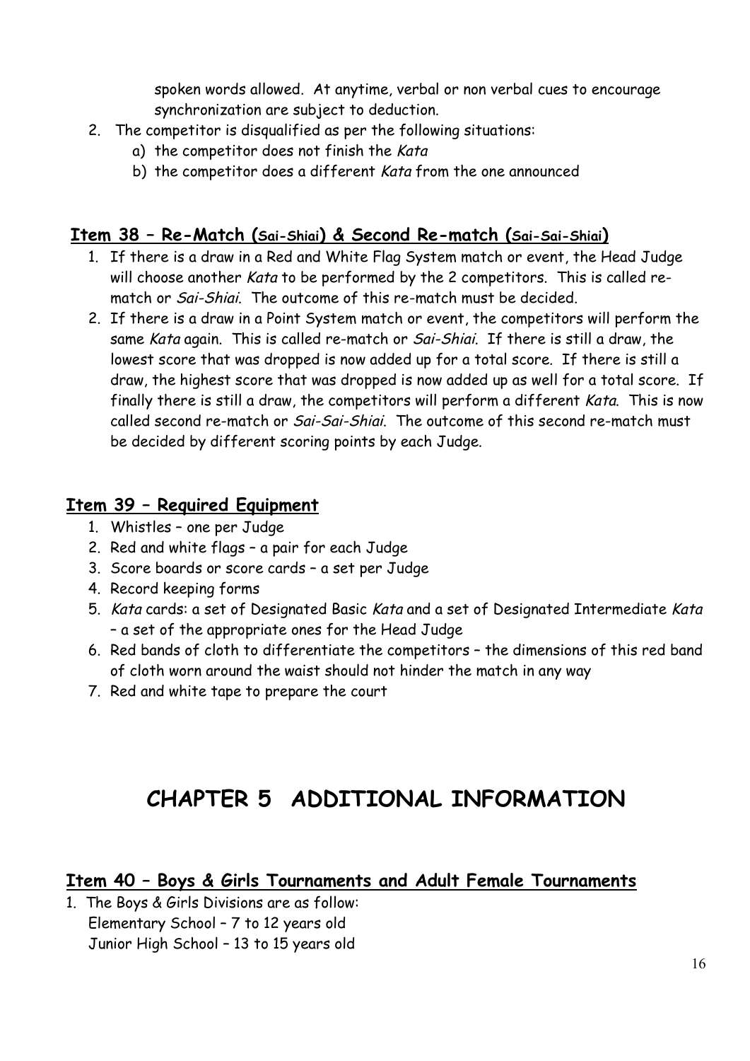spoken words allowed. At anytime, verbal or non verbal cues to encourage synchronization are subject to deduction.

2. The competitor is disqualified as per the following situations:
    a) the competitor does not finish the *Kata*
    b) the competitor does a different *Kata* from the one announced

## Item 38 – Re-Match (Sai-Shiai) & Second Re-match (Sai-Sai-Shiai)

1. If there is a draw in a Red and White Flag System match or event, the Head Judge will choose another *Kata* to be performed by the 2 competitors. This is called re-match or *Sai-Shiai*. The outcome of this re-match must be decided.
2. If there is a draw in a Point System match or event, the competitors will perform the same *Kata* again. This is called re-match or *Sai-Shiai*. If there is still a draw, the lowest score that was dropped is now added up for a total score. If there is still a draw, the highest score that was dropped is now added up as well for a total score. If finally there is still a draw, the competitors will perform a different *Kata*. This is now called second re-match or *Sai-Sai-Shiai*. The outcome of this second re-match must be decided by different scoring points by each Judge.

## Item 39 – Required Equipment

1. Whistles – one per Judge
2. Red and white flags – a pair for each Judge
3. Score boards or score cards – a set per Judge
4. Record keeping forms
5. *Kata* cards: a set of Designated Basic *Kata* and a set of Designated Intermediate *Kata* – a set of the appropriate ones for the Head Judge
6. Red bands of cloth to differentiate the competitors – the dimensions of this red band of cloth worn around the waist should not hinder the match in any way
7. Red and white tape to prepare the court

# CHAPTER 5 ADDITIONAL INFORMATION

## Item 40 – Boys & Girls Tournaments and Adult Female Tournaments

1. The Boys & Girls Divisions are as follow:
   Elementary School – 7 to 12 years old
   Junior High School – 13 to 15 years old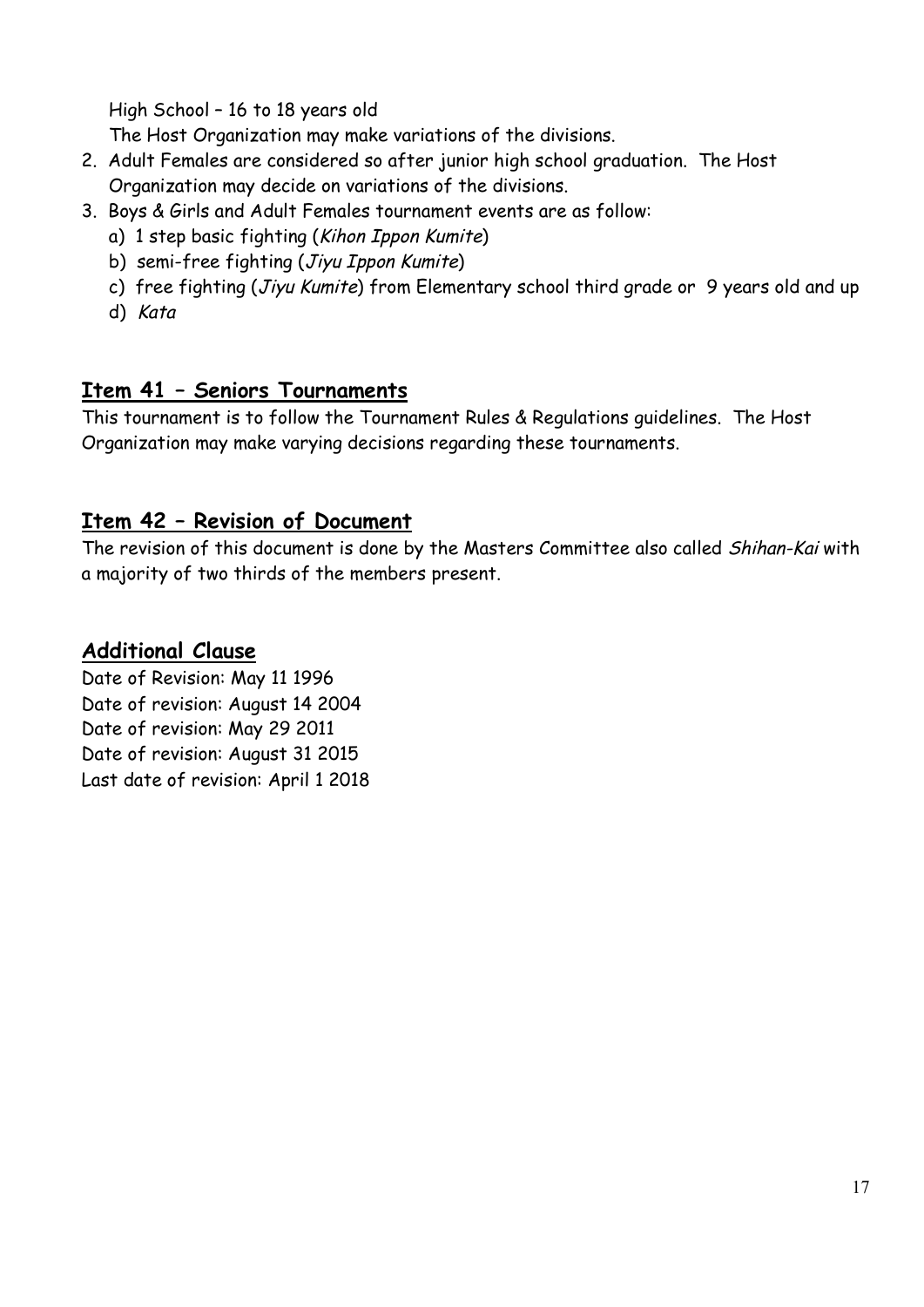High School – 16 to 18 years old

The Host Organization may make variations of the divisions.

2. Adult Females are considered so after junior high school graduation. The Host Organization may decide on variations of the divisions.
3. Boys & Girls and Adult Females tournament events are as follow:
   a) 1 step basic fighting (*Kihon Ippon Kumite*)
   b) semi-free fighting (*Jiyu Ippon Kumite*)
   c) free fighting (*Jiyu Kumite*) from Elementary school third grade or 9 years old and up
   d) *Kata*

## Item 41 – Seniors Tournaments

This tournament is to follow the Tournament Rules & Regulations guidelines. The Host Organization may make varying decisions regarding these tournaments.

## Item 42 – Revision of Document

The revision of this document is done by the Masters Committee also called *Shihan-Kai* with a majority of two thirds of the members present.

## Additional Clause

Date of Revision: May 11 1996
Date of revision: August 14 2004
Date of revision: May 29 2011
Date of revision: August 31 2015
Last date of revision: April 1 2018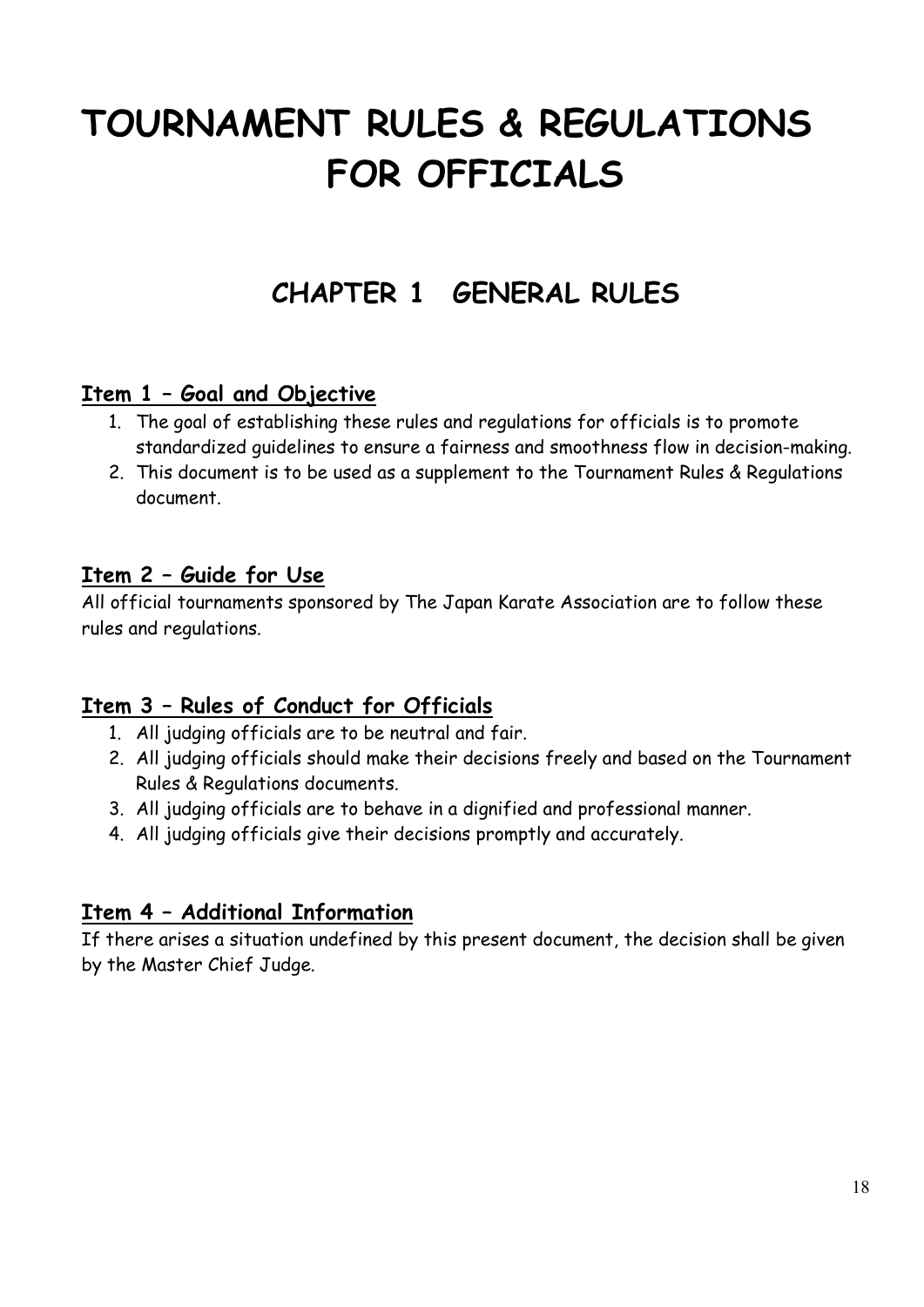# TOURNAMENT RULES & REGULATIONS FOR OFFICIALS

## CHAPTER 1 GENERAL RULES

### Item 1 – Goal and Objective

1. The goal of establishing these rules and regulations for officials is to promote standardized guidelines to ensure a fairness and smoothness flow in decision-making.
2. This document is to be used as a supplement to the Tournament Rules & Regulations document.

### Item 2 – Guide for Use

All official tournaments sponsored by The Japan Karate Association are to follow these rules and regulations.

### Item 3 – Rules of Conduct for Officials

1. All judging officials are to be neutral and fair.
2. All judging officials should make their decisions freely and based on the Tournament Rules & Regulations documents.
3. All judging officials are to behave in a dignified and professional manner.
4. All judging officials give their decisions promptly and accurately.

### Item 4 – Additional Information

If there arises a situation undefined by this present document, the decision shall be given by the Master Chief Judge.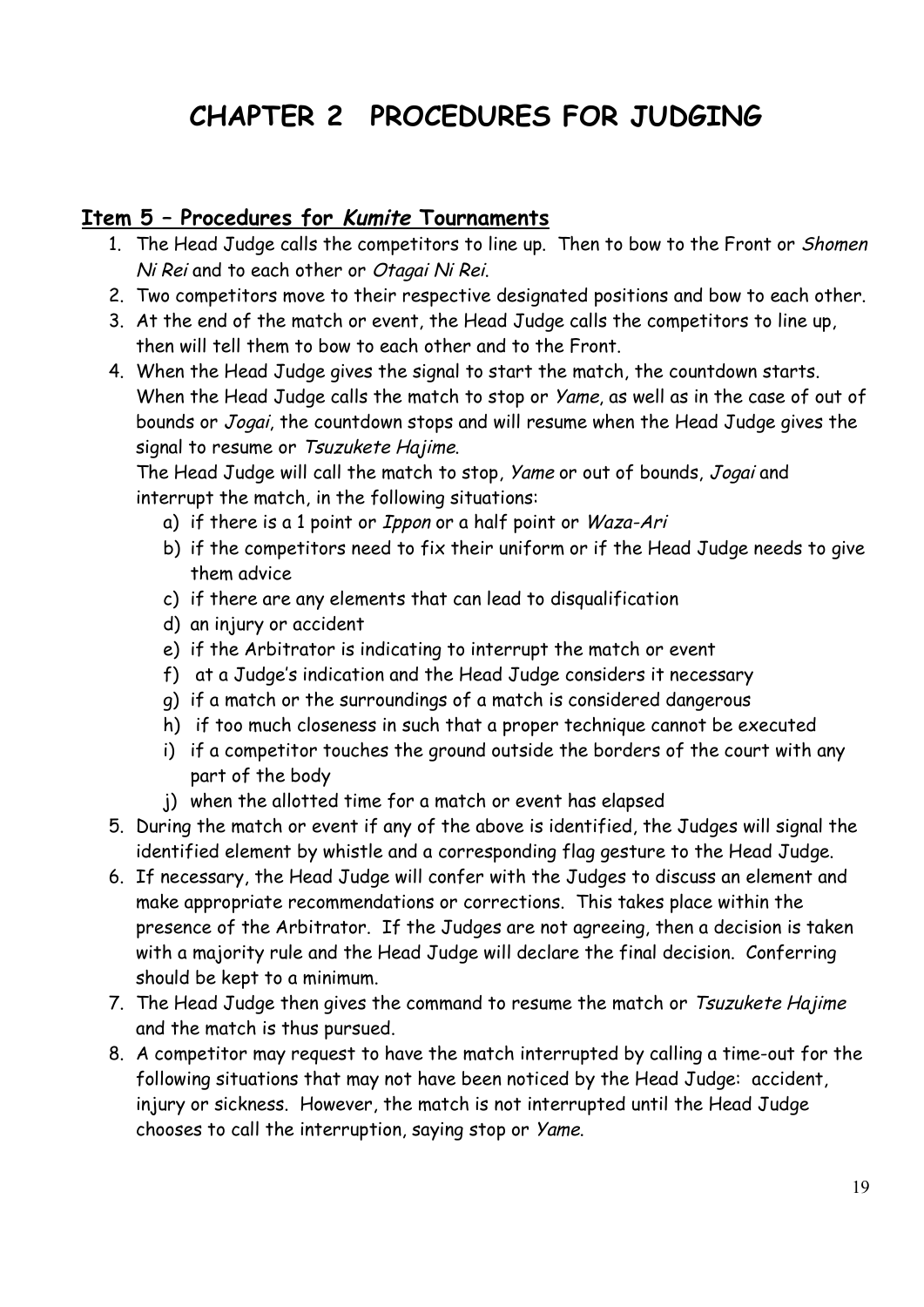# CHAPTER 2 PROCEDURES FOR JUDGING

## Item 5 – Procedures for *Kumite* Tournaments

1. The Head Judge calls the competitors to line up. Then to bow to the Front or *Shomen Ni Rei* and to each other or *Otagai Ni Rei*.
2. Two competitors move to their respective designated positions and bow to each other.
3. At the end of the match or event, the Head Judge calls the competitors to line up, then will tell them to bow to each other and to the Front.
4. When the Head Judge gives the signal to start the match, the countdown starts. When the Head Judge calls the match to stop or *Yame*, as well as in the case of out of bounds or *Jogai*, the countdown stops and will resume when the Head Judge gives the signal to resume or *Tsuzukete Hajime*.
   The Head Judge will call the match to stop, *Yame* or out of bounds, *Jogai* and interrupt the match, in the following situations:
   a) if there is a 1 point or *Ippon* or a half point or *Waza-Ari*
   b) if the competitors need to fix their uniform or if the Head Judge needs to give them advice
   c) if there are any elements that can lead to disqualification
   d) an injury or accident
   e) if the Arbitrator is indicating to interrupt the match or event
   f) at a Judge's indication and the Head Judge considers it necessary
   g) if a match or the surroundings of a match is considered dangerous
   h) if too much closeness in such that a proper technique cannot be executed
   i) if a competitor touches the ground outside the borders of the court with any part of the body
   j) when the allotted time for a match or event has elapsed
5. During the match or event if any of the above is identified, the Judges will signal the identified element by whistle and a corresponding flag gesture to the Head Judge.
6. If necessary, the Head Judge will confer with the Judges to discuss an element and make appropriate recommendations or corrections. This takes place within the presence of the Arbitrator. If the Judges are not agreeing, then a decision is taken with a majority rule and the Head Judge will declare the final decision. Conferring should be kept to a minimum.
7. The Head Judge then gives the command to resume the match or *Tsuzukete Hajime* and the match is thus pursued.
8. A competitor may request to have the match interrupted by calling a time-out for the following situations that may not have been noticed by the Head Judge: accident, injury or sickness. However, the match is not interrupted until the Head Judge chooses to call the interruption, saying stop or *Yame*.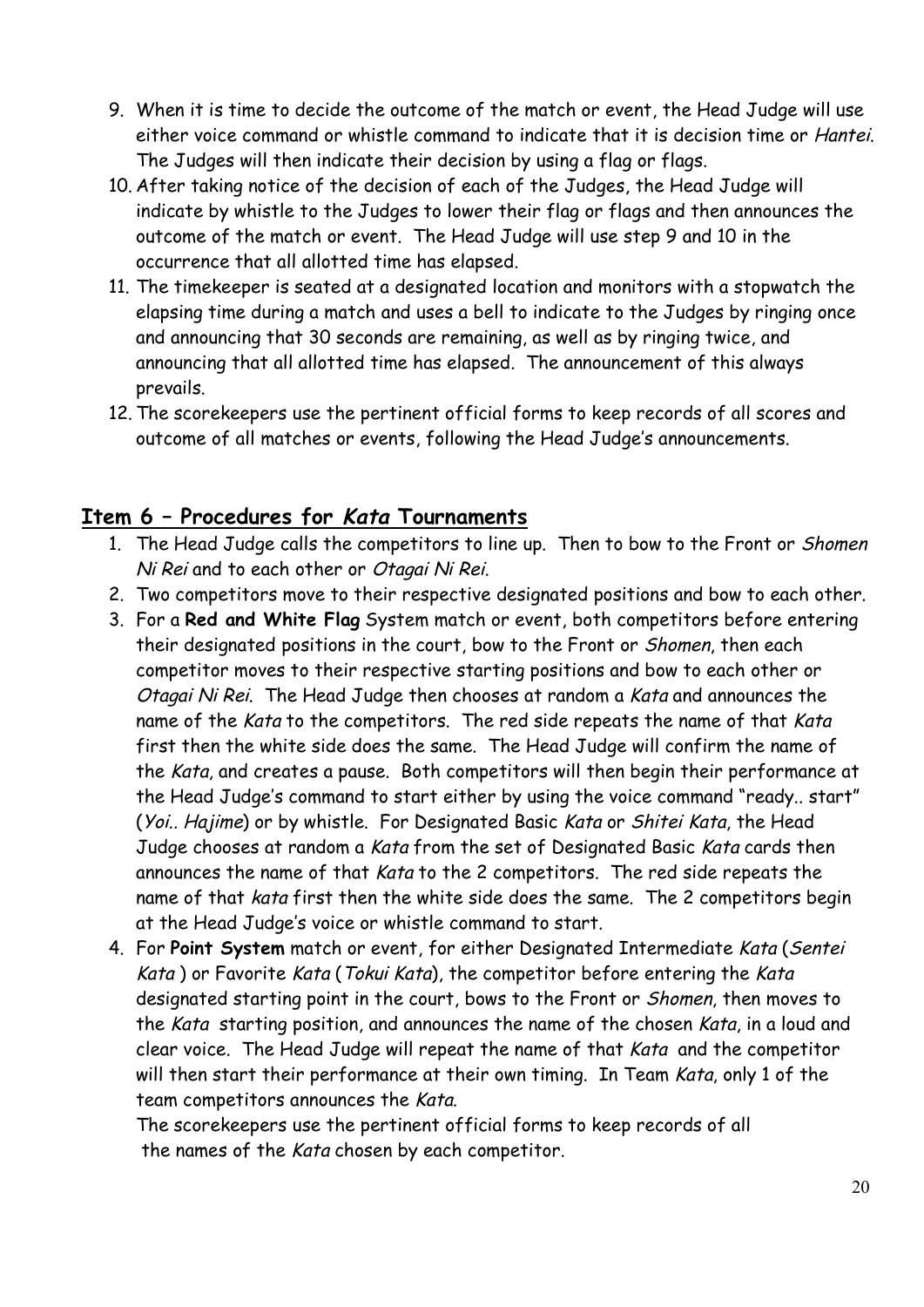9. When it is time to decide the outcome of the match or event, the Head Judge will use either voice command or whistle command to indicate that it is decision time or *Hantei*. The Judges will then indicate their decision by using a flag or flags.
10. After taking notice of the decision of each of the Judges, the Head Judge will indicate by whistle to the Judges to lower their flag or flags and then announces the outcome of the match or event. The Head Judge will use step 9 and 10 in the occurrence that all allotted time has elapsed.
11. The timekeeper is seated at a designated location and monitors with a stopwatch the elapsing time during a match and uses a bell to indicate to the Judges by ringing once and announcing that 30 seconds are remaining, as well as by ringing twice, and announcing that all allotted time has elapsed. The announcement of this always prevails.
12. The scorekeepers use the pertinent official forms to keep records of all scores and outcome of all matches or events, following the Head Judge's announcements.

## Item 6 – Procedures for *Kata* Tournaments

1. The Head Judge calls the competitors to line up. Then to bow to the Front or *Shomen Ni Rei* and to each other or *Otagai Ni Rei*.
2. Two competitors move to their respective designated positions and bow to each other.
3. For a **Red and White Flag** System match or event, both competitors before entering their designated positions in the court, bow to the Front or *Shomen*, then each competitor moves to their respective starting positions and bow to each other or *Otagai Ni Rei*. The Head Judge then chooses at random a *Kata* and announces the name of the *Kata* to the competitors. The red side repeats the name of that *Kata* first then the white side does the same. The Head Judge will confirm the name of the *Kata*, and creates a pause. Both competitors will then begin their performance at the Head Judge's command to start either by using the voice command "ready.. start" (*Yoi.. Hajime*) or by whistle. For Designated Basic *Kata* or *Shitei Kata*, the Head Judge chooses at random a *Kata* from the set of Designated Basic *Kata* cards then announces the name of that *Kata* to the 2 competitors. The red side repeats the name of that *kata* first then the white side does the same. The 2 competitors begin at the Head Judge's voice or whistle command to start.
4. For **Point System** match or event, for either Designated Intermediate *Kata* (*Sentei Kata* ) or Favorite *Kata* (*Tokui Kata*), the competitor before entering the *Kata* designated starting point in the court, bows to the Front or *Shomen*, then moves to the *Kata* starting position, and announces the name of the chosen *Kata*, in a loud and clear voice. The Head Judge will repeat the name of that *Kata* and the competitor will then start their performance at their own timing. In Team *Kata*, only 1 of the team competitors announces the *Kata*.

   The scorekeepers use the pertinent official forms to keep records of all the names of the *Kata* chosen by each competitor.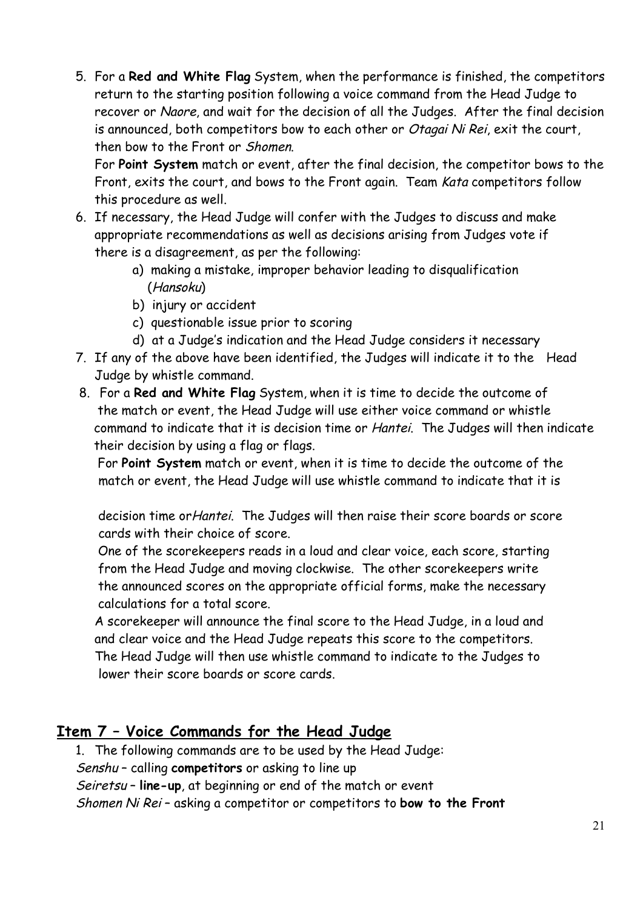5. For a **Red and White Flag** System, when the performance is finished, the competitors return to the starting position following a voice command from the Head Judge to recover or *Naore*, and wait for the decision of all the Judges. After the final decision is announced, both competitors bow to each other or *Otagai Ni Rei*, exit the court, then bow to the Front or *Shomen*.

   For **Point System** match or event, after the final decision, the competitor bows to the Front, exits the court, and bows to the Front again. Team *Kata* competitors follow this procedure as well.
6. If necessary, the Head Judge will confer with the Judges to discuss and make appropriate recommendations as well as decisions arising from Judges vote if there is a disagreement, as per the following:
   a) making a mistake, improper behavior leading to disqualification (*Hansoku*)
   b) injury or accident
   c) questionable issue prior to scoring
   d) at a Judge's indication and the Head Judge considers it necessary
7. If any of the above have been identified, the Judges will indicate it to the Head Judge by whistle command.
8. For a **Red and White Flag** System, when it is time to decide the outcome of the match or event, the Head Judge will use either voice command or whistle command to indicate that it is decision time or *Hantei*. The Judges will then indicate their decision by using a flag or flags.

   For **Point System** match or event, when it is time to decide the outcome of the match or event, the Head Judge will use whistle command to indicate that it is

   decision time or*Hantei*. The Judges will then raise their score boards or score cards with their choice of score.

   One of the scorekeepers reads in a loud and clear voice, each score, starting from the Head Judge and moving clockwise. The other scorekeepers write the announced scores on the appropriate official forms, make the necessary calculations for a total score.

   A scorekeeper will announce the final score to the Head Judge, in a loud and and clear voice and the Head Judge repeats this score to the competitors. The Head Judge will then use whistle command to indicate to the Judges to lower their score boards or score cards.

## Item 7 – Voice Commands for the Head Judge

1. The following commands are to be used by the Head Judge:

*Senshu* – calling **competitors** or asking to line up
*Seiretsu* – **line-up**, at beginning or end of the match or event
*Shomen Ni Rei* – asking a competitor or competitors to **bow to the Front**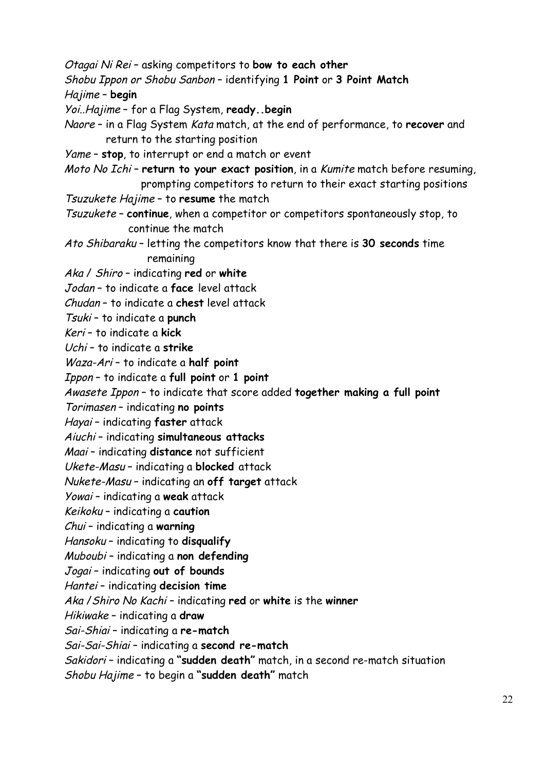*Otagai Ni Rei* – asking competitors to **bow to each other**
*Shobu Ippon or Shobu Sanbon* – identifying **1 Point** or **3 Point Match**
*Hajime* – **begin**
*Yoi..Hajime* – for a Flag System, **ready..begin**
*Naore* – in a Flag System *Kata* match, at the end of performance, to **recover** and return to the starting position
*Yame* – **stop**, to interrupt or end a match or event
*Moto No Ichi* – **return to your exact position**, in a *Kumite* match before resuming, prompting competitors to return to their exact starting positions
*Tsuzukete Hajime* – to **resume** the match
*Tsuzukete* – **continue**, when a competitor or competitors spontaneously stop, to continue the match
*Ato Shibaraku* – letting the competitors know that there is **30 seconds** time remaining
*Aka / Shiro* – indicating **red** or **white**
*Jodan* – to indicate a **face** level attack
*Chudan* – to indicate a **chest** level attack
*Tsuki* – to indicate a **punch**
*Keri* – to indicate a **kick**
*Uchi* – to indicate a **strike**
*Waza-Ari* – to indicate a **half point**
*Ippon* – to indicate a **full point** or **1 point**
*Awasete Ippon* – to indicate that score added **together making a full point**
*Torimasen* – indicating **no points**
*Hayai* – indicating **faster** attack
*Aiuchi* – indicating **simultaneous attacks**
*Maai* – indicating **distance** not sufficient
*Ukete-Masu* – indicating a **blocked** attack
*Nukete-Masu* – indicating an **off target** attack
*Yowai* – indicating a **weak** attack
*Keikoku* – indicating a **caution**
*Chui* – indicating a **warning**
*Hansoku* – indicating to **disqualify**
*Muboubi* – indicating a **non defending**
*Jogai* – indicating **out of bounds**
*Hantei* – indicating **decision time**
*Aka / Shiro No Kachi* – indicating **red** or **white** is the **winner**
*Hikiwake* – indicating a **draw**
*Sai-Shiai* – indicating a **re-match**
*Sai-Sai-Shiai* – indicating a **second re-match**
*Sakidori* – indicating a **"sudden death"** match, in a second re-match situation
*Shobu Hajime* – to begin a **"sudden death"** match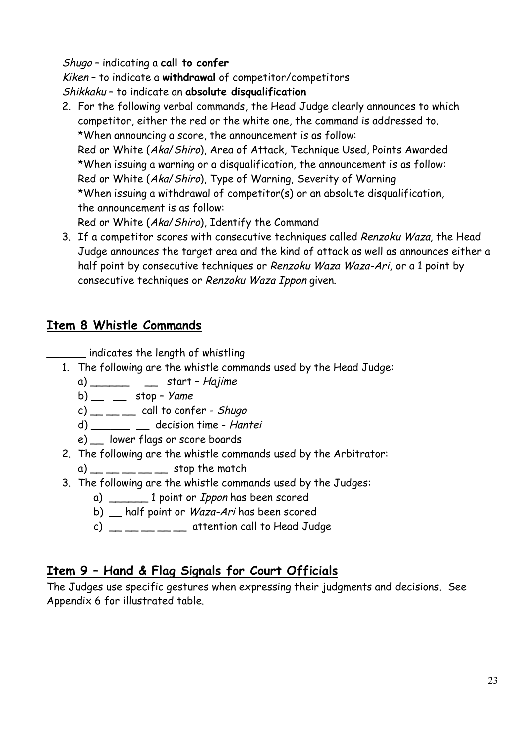*Shugo* – indicating a **call to confer**
*Kiken* – to indicate a **withdrawal** of competitor/competitors
*Shikkaku* – to indicate an **absolute disqualification**

2. For the following verbal commands, the Head Judge clearly announces to which competitor, either the red or the white one, the command is addressed to.
   *When announcing a score, the announcement is as follow:
   Red or White (*Aka/Shiro*), Area of Attack, Technique Used, Points Awarded
   *When issuing a warning or a disqualification, the announcement is as follow:
   Red or White (*Aka/Shiro*), Type of Warning, Severity of Warning
   *When issuing a withdrawal of competitor(s) or an absolute disqualification, the announcement is as follow:
   Red or White (*Aka/Shiro*), Identify the Command
3. If a competitor scores with consecutive techniques called *Renzoku Waza*, the Head Judge announces the target area and the kind of attack as well as announces either a half point by consecutive techniques or *Renzoku Waza Waza-Ari*, or a 1 point by consecutive techniques or *Renzoku Waza Ippon* given.

## Item 8 Whistle Commands

______ indicates the length of whistling

1. The following are the whistle commands used by the Head Judge:
   a) ______ __ start – *Hajime*
   b) __ __ stop – *Yame*
   c) __ __ __ call to confer - *Shugo*
   d) ______ __ decision time - *Hantei*
   e) __ lower flags or score boards
2. The following are the whistle commands used by the Arbitrator:
   a) __ __ __ __ __ stop the match
3. The following are the whistle commands used by the Judges:
   a) ______ 1 point or *Ippon* has been scored
   b) __ half point or *Waza-Ari* has been scored
   c) __ __ __ __ __ attention call to Head Judge

## Item 9 – Hand & Flag Signals for Court Officials

The Judges use specific gestures when expressing their judgments and decisions. See Appendix 6 for illustrated table.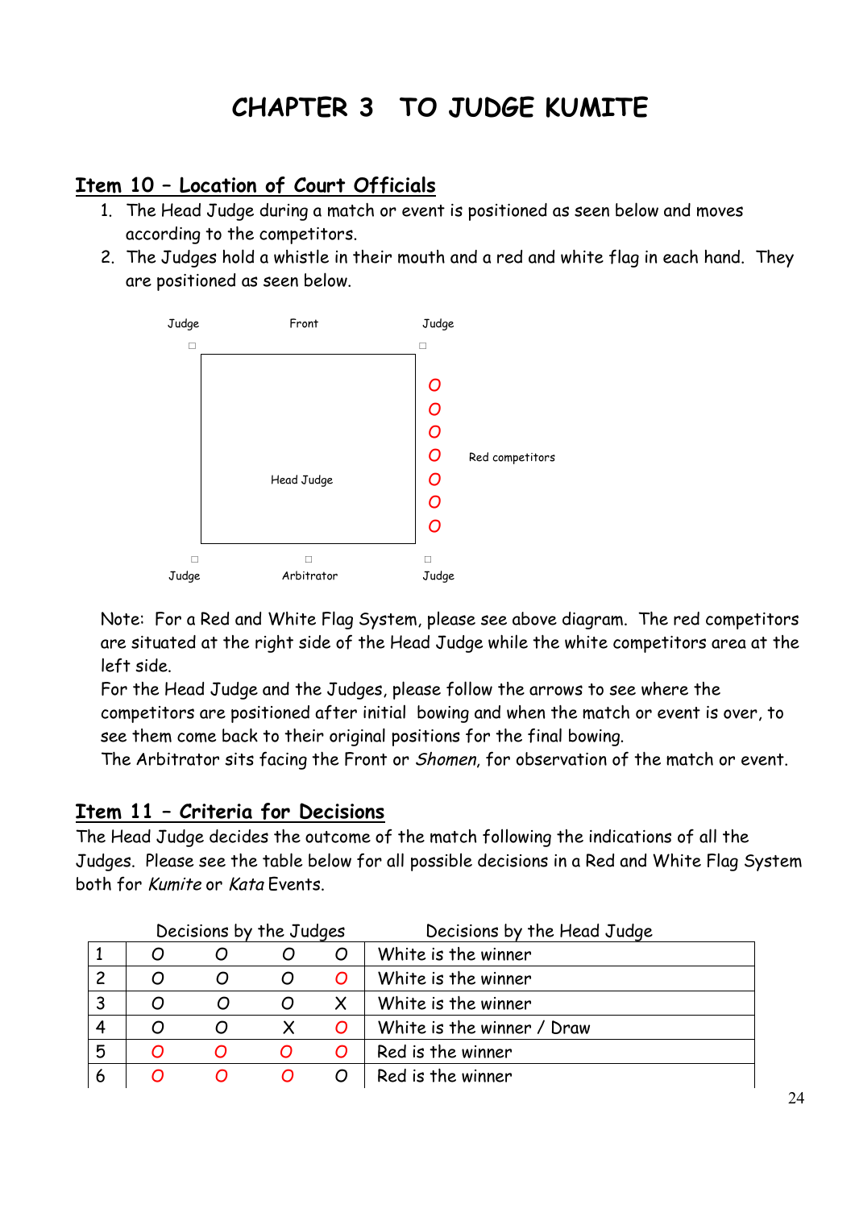# CHAPTER 3 TO JUDGE KUMITE

## Item 10 – Location of Court Officials

1. The Head Judge during a match or event is positioned as seen below and moves according to the competitors.
2. The Judges hold a whistle in their mouth and a red and white flag in each hand. They are positioned as seen below.

Judge Front Judge

O O O O O O O Red competitors

Head Judge

Judge Arbitrator Judge

Note: For a Red and White Flag System, please see above diagram. The red competitors are situated at the right side of the Head Judge while the white competitors area at the left side.
For the Head Judge and the Judges, please follow the arrows to see where the competitors are positioned after initial bowing and when the match or event is over, to see them come back to their original positions for the final bowing.
The Arbitrator sits facing the Front or *Shomen*, for observation of the match or event.

## Item 11 – Criteria for Decisions

The Head Judge decides the outcome of the match following the indications of all the Judges. Please see the table below for all possible decisions in a Red and White Flag System both for *Kumite* or *Kata* Events.

| | Decisions by the Judges | | | | Decisions by the Head Judge |
|---|---|---|---|---|---|
| 1 | O | O | O | O | White is the winner |
| 2 | O | O | O | O (red) | White is the winner |
| 3 | O | O | O | X | White is the winner |
| 4 | O | O | X | O (red) | White is the winner / Draw |
| 5 | O (red) | O (red) | O (red) | O (red) | Red is the winner |
| 6 | O (red) | O (red) | O (red) | O | Red is the winner |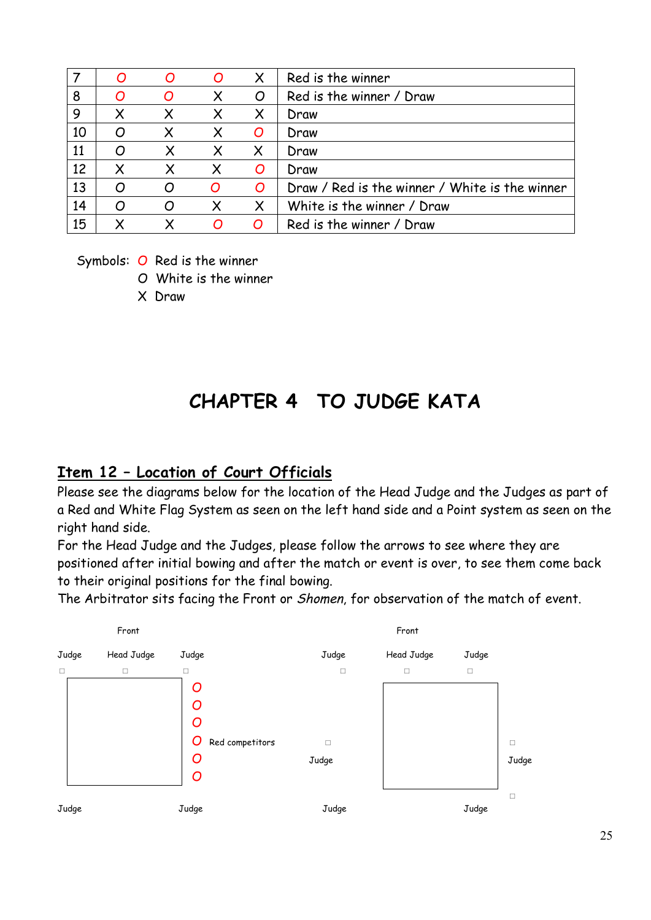| 7 | O | O | O | X | Red is the winner |
|---|---|---|---|---|---|
| 8 | O | O | X | O | Red is the winner / Draw |
| 9 | X | X | X | X | Draw |
| 10 | O | X | X | O | Draw |
| 11 | O | X | X | X | Draw |
| 12 | X | X | X | O | Draw |
| 13 | O | O | O | O | Draw / Red is the winner / White is the winner |
| 14 | O | O | X | X | White is the winner / Draw |
| 15 | X | X | O | O | Red is the winner / Draw |

Symbols: O Red is the winner
O White is the winner
X Draw

# CHAPTER 4 TO JUDGE KATA

## Item 12 – Location of Court Officials

Please see the diagrams below for the location of the Head Judge and the Judges as part of a Red and White Flag System as seen on the left hand side and a Point system as seen on the right hand side.
For the Head Judge and the Judges, please follow the arrows to see where they are positioned after initial bowing and after the match or event is over, to see them come back to their original positions for the final bowing.
The Arbitrator sits facing the Front or *Shomen*, for observation of the match of event.

Front

Judge Head Judge Judge

O
O
O
O Red competitors
O
O

Judge Judge

Front

Judge Head Judge Judge

Judge Judge

Judge Judge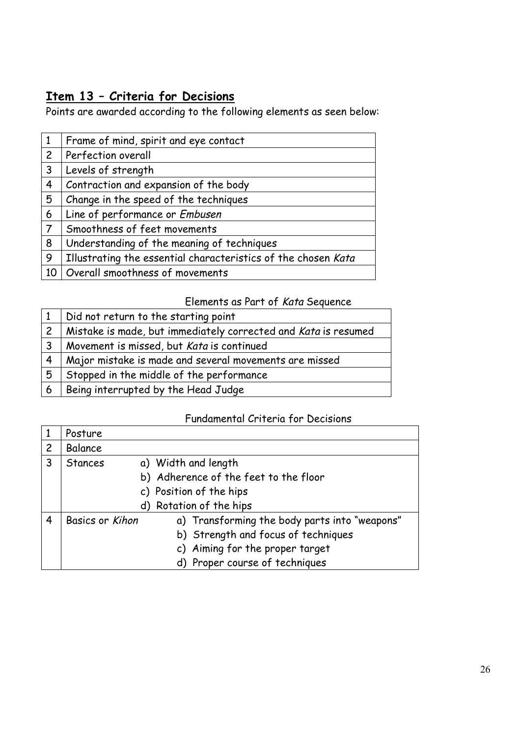## Item 13 – Criteria for Decisions

Points are awarded according to the following elements as seen below:

| | |
|---|---|
| 1 | Frame of mind, spirit and eye contact |
| 2 | Perfection overall |
| 3 | Levels of strength |
| 4 | Contraction and expansion of the body |
| 5 | Change in the speed of the techniques |
| 6 | Line of performance or *Embusen* |
| 7 | Smoothness of feet movements |
| 8 | Understanding of the meaning of techniques |
| 9 | Illustrating the essential characteristics of the chosen *Kata* |
| 10 | Overall smoothness of movements |

Elements as Part of *Kata* Sequence

| | |
|---|---|
| 1 | Did not return to the starting point |
| 2 | Mistake is made, but immediately corrected and *Kata* is resumed |
| 3 | Movement is missed, but *Kata* is continued |
| 4 | Major mistake is made and several movements are missed |
| 5 | Stopped in the middle of the performance |
| 6 | Being interrupted by the Head Judge |

Fundamental Criteria for Decisions

| | | |
|---|---|---|
| 1 | Posture | |
| 2 | Balance | |
| 3 | Stances | a) Width and length<br>b) Adherence of the feet to the floor<br>c) Position of the hips<br>d) Rotation of the hips |
| 4 | Basics or *Kihon* | a) Transforming the body parts into "weapons"<br>b) Strength and focus of techniques<br>c) Aiming for the proper target<br>d) Proper course of techniques |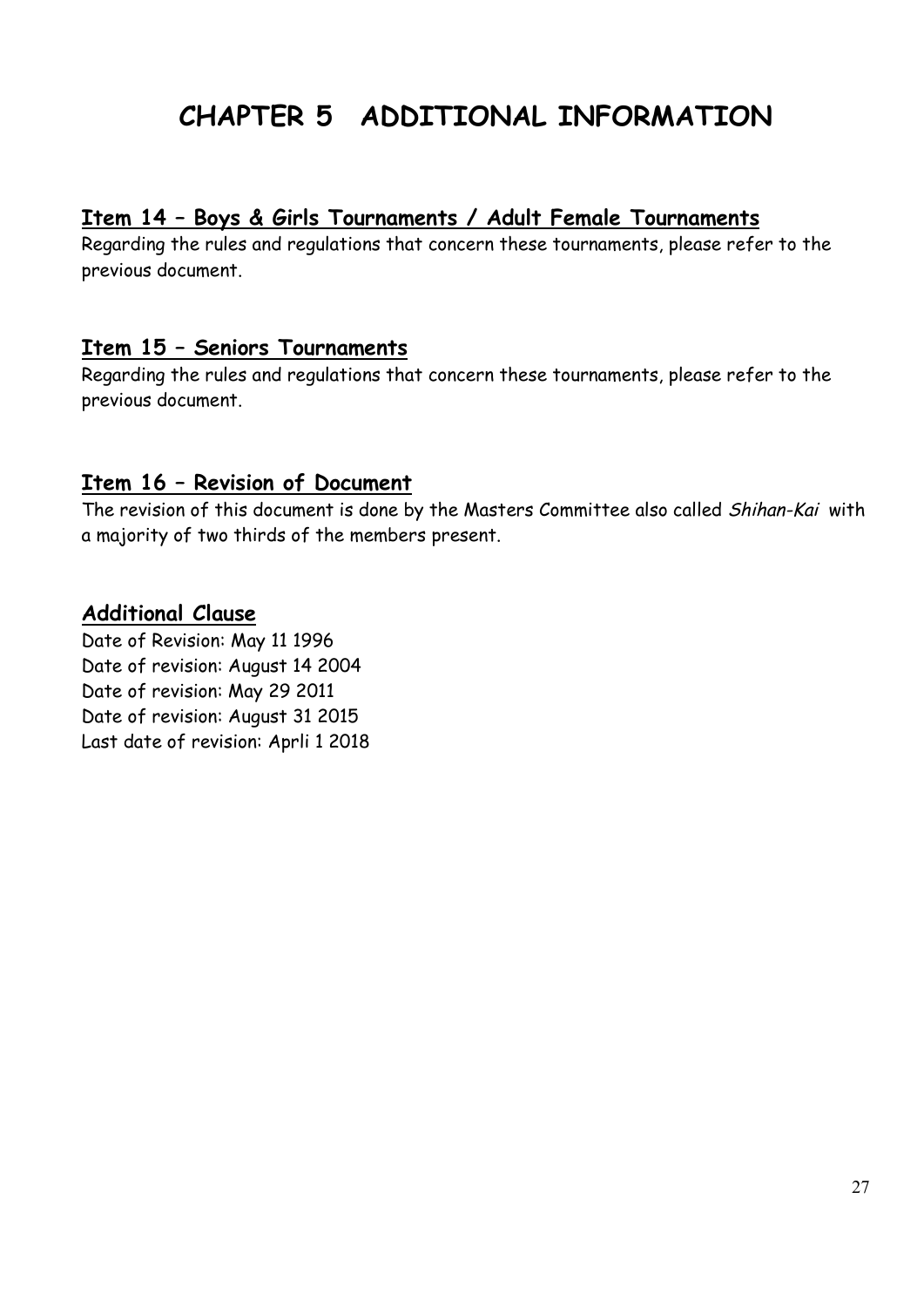# CHAPTER 5 ADDITIONAL INFORMATION

## Item 14 – Boys & Girls Tournaments / Adult Female Tournaments

Regarding the rules and regulations that concern these tournaments, please refer to the previous document.

## Item 15 – Seniors Tournaments

Regarding the rules and regulations that concern these tournaments, please refer to the previous document.

## Item 16 – Revision of Document

The revision of this document is done by the Masters Committee also called *Shihan-Kai* with a majority of two thirds of the members present.

## Additional Clause

Date of Revision: May 11 1996
Date of revision: August 14 2004
Date of revision: May 29 2011
Date of revision: August 31 2015
Last date of revision: Aprli 1 2018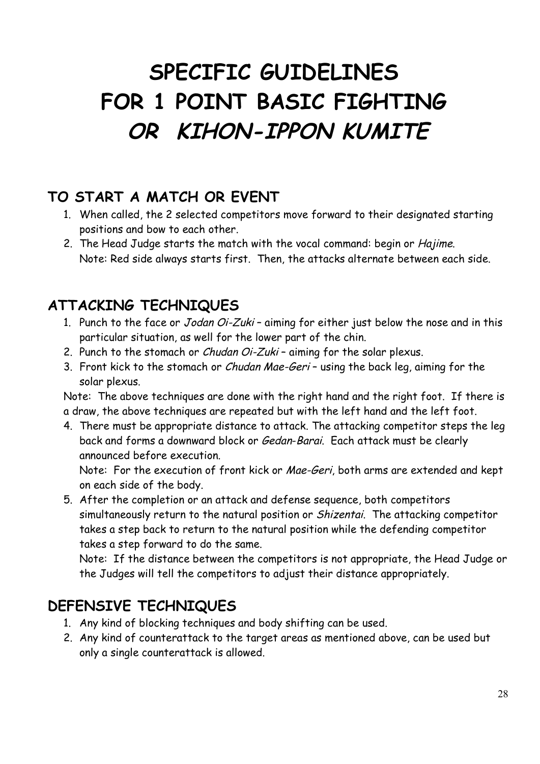# SPECIFIC GUIDELINES FOR 1 POINT BASIC FIGHTING *OR KIHON-IPPON KUMITE*

## TO START A MATCH OR EVENT

1. When called, the 2 selected competitors move forward to their designated starting positions and bow to each other.
2. The Head Judge starts the match with the vocal command: begin or *Hajime*.
   Note: Red side always starts first. Then, the attacks alternate between each side.

## ATTACKING TECHNIQUES

1. Punch to the face or *Jodan Oi-Zuki* – aiming for either just below the nose and in this particular situation, as well for the lower part of the chin.
2. Punch to the stomach or *Chudan Oi-Zuki* – aiming for the solar plexus.
3. Front kick to the stomach or *Chudan Mae-Geri* – using the back leg, aiming for the solar plexus.

Note: The above techniques are done with the right hand and the right foot. If there is a draw, the above techniques are repeated but with the left hand and the left foot.

4. There must be appropriate distance to attack. The attacking competitor steps the leg back and forms a downward block or *Gedan-Barai*. Each attack must be clearly announced before execution.
   Note: For the execution of front kick or *Mae-Geri*, both arms are extended and kept on each side of the body.
5. After the completion or an attack and defense sequence, both competitors simultaneously return to the natural position or *Shizentai*. The attacking competitor takes a step back to return to the natural position while the defending competitor takes a step forward to do the same.
   Note: If the distance between the competitors is not appropriate, the Head Judge or the Judges will tell the competitors to adjust their distance appropriately.

## DEFENSIVE TECHNIQUES

1. Any kind of blocking techniques and body shifting can be used.
2. Any kind of counterattack to the target areas as mentioned above, can be used but only a single counterattack is allowed.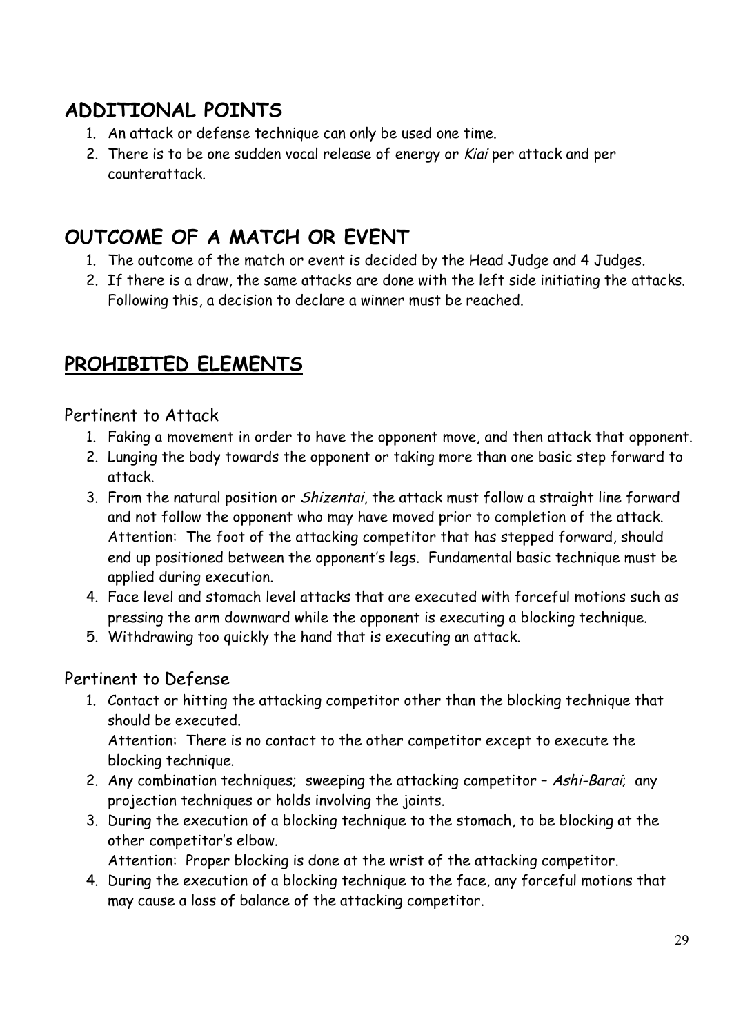## ADDITIONAL POINTS

1. An attack or defense technique can only be used one time.
2. There is to be one sudden vocal release of energy or *Kiai* per attack and per counterattack.

## OUTCOME OF A MATCH OR EVENT

1. The outcome of the match or event is decided by the Head Judge and 4 Judges.
2. If there is a draw, the same attacks are done with the left side initiating the attacks. Following this, a decision to declare a winner must be reached.

## PROHIBITED ELEMENTS

### Pertinent to Attack

1. Faking a movement in order to have the opponent move, and then attack that opponent.
2. Lunging the body towards the opponent or taking more than one basic step forward to attack.
3. From the natural position or *Shizentai*, the attack must follow a straight line forward and not follow the opponent who may have moved prior to completion of the attack. Attention: The foot of the attacking competitor that has stepped forward, should end up positioned between the opponent's legs. Fundamental basic technique must be applied during execution.
4. Face level and stomach level attacks that are executed with forceful motions such as pressing the arm downward while the opponent is executing a blocking technique.
5. Withdrawing too quickly the hand that is executing an attack.

### Pertinent to Defense

1. Contact or hitting the attacking competitor other than the blocking technique that should be executed.
   Attention: There is no contact to the other competitor except to execute the blocking technique.
2. Any combination techniques; sweeping the attacking competitor – *Ashi-Barai*; any projection techniques or holds involving the joints.
3. During the execution of a blocking technique to the stomach, to be blocking at the other competitor's elbow.
   Attention: Proper blocking is done at the wrist of the attacking competitor.
4. During the execution of a blocking technique to the face, any forceful motions that may cause a loss of balance of the attacking competitor.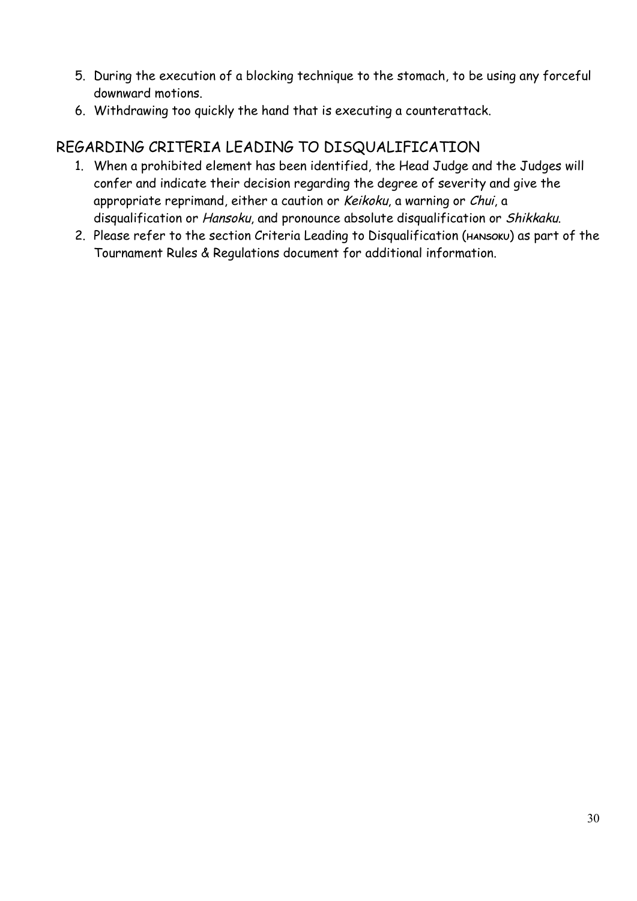5. During the execution of a blocking technique to the stomach, to be using any forceful downward motions.
6. Withdrawing too quickly the hand that is executing a counterattack.

## REGARDING CRITERIA LEADING TO DISQUALIFICATION

1. When a prohibited element has been identified, the Head Judge and the Judges will confer and indicate their decision regarding the degree of severity and give the appropriate reprimand, either a caution or *Keikoku*, a warning or *Chui*, a disqualification or *Hansoku*, and pronounce absolute disqualification or *Shikkaku*.
2. Please refer to the section Criteria Leading to Disqualification (HANSOKU) as part of the Tournament Rules & Regulations document for additional information.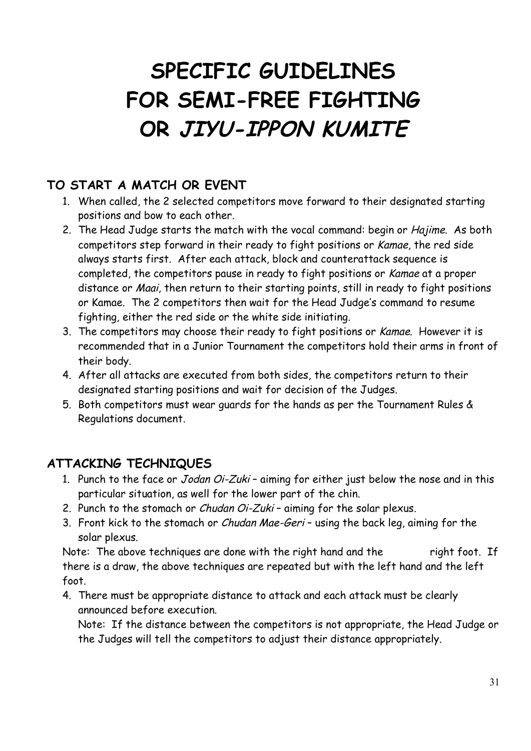# SPECIFIC GUIDELINES FOR SEMI-FREE FIGHTING OR *JIYU-IPPON KUMITE*

## TO START A MATCH OR EVENT

1. When called, the 2 selected competitors move forward to their designated starting positions and bow to each other.
2. The Head Judge starts the match with the vocal command: begin or *Hajime*. As both competitors step forward in their ready to fight positions or *Kamae*, the red side always starts first. After each attack, block and counterattack sequence is completed, the competitors pause in ready to fight positions or *Kamae* at a proper distance or *Maai*, then return to their starting points, still in ready to fight positions or Kamae. The 2 competitors then wait for the Head Judge's command to resume fighting, either the red side or the white side initiating.
3. The competitors may choose their ready to fight positions or *Kamae*. However it is recommended that in a Junior Tournament the competitors hold their arms in front of their body.
4. After all attacks are executed from both sides, the competitors return to their designated starting positions and wait for decision of the Judges.
5. Both competitors must wear guards for the hands as per the Tournament Rules & Regulations document.

## ATTACKING TECHNIQUES

1. Punch to the face or *Jodan Oi-Zuki* – aiming for either just below the nose and in this particular situation, as well for the lower part of the chin.
2. Punch to the stomach or *Chudan Oi-Zuki* – aiming for the solar plexus.
3. Front kick to the stomach or *Chudan Mae-Geri* – using the back leg, aiming for the solar plexus.

Note: The above techniques are done with the right hand and the right foot. If there is a draw, the above techniques are repeated but with the left hand and the left foot.

4. There must be appropriate distance to attack and each attack must be clearly announced before execution.
   Note: If the distance between the competitors is not appropriate, the Head Judge or the Judges will tell the competitors to adjust their distance appropriately.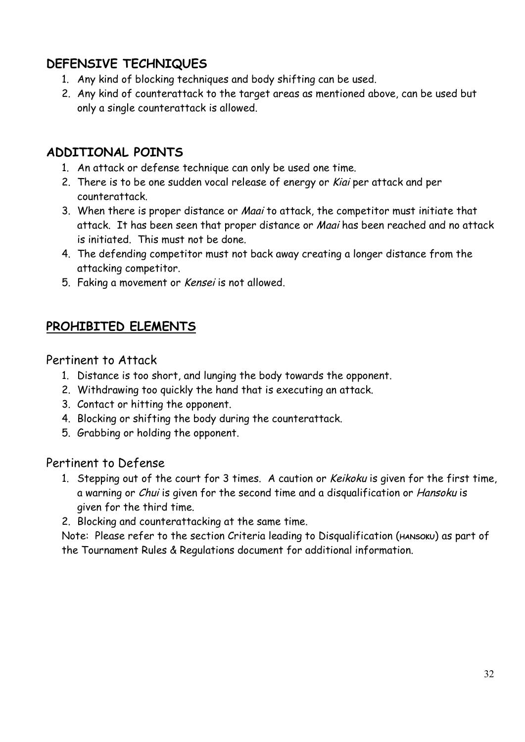## DEFENSIVE TECHNIQUES

1. Any kind of blocking techniques and body shifting can be used.
2. Any kind of counterattack to the target areas as mentioned above, can be used but only a single counterattack is allowed.

## ADDITIONAL POINTS

1. An attack or defense technique can only be used one time.
2. There is to be one sudden vocal release of energy or *Kiai* per attack and per counterattack.
3. When there is proper distance or *Maai* to attack, the competitor must initiate that attack. It has been seen that proper distance or *Maai* has been reached and no attack is initiated. This must not be done.
4. The defending competitor must not back away creating a longer distance from the attacking competitor.
5. Faking a movement or *Kensei* is not allowed.

## PROHIBITED ELEMENTS

### Pertinent to Attack

1. Distance is too short, and lunging the body towards the opponent.
2. Withdrawing too quickly the hand that is executing an attack.
3. Contact or hitting the opponent.
4. Blocking or shifting the body during the counterattack.
5. Grabbing or holding the opponent.

### Pertinent to Defense

1. Stepping out of the court for 3 times. A caution or *Keikoku* is given for the first time, a warning or *Chui* is given for the second time and a disqualification or *Hansoku* is given for the third time.
2. Blocking and counterattacking at the same time.

Note: Please refer to the section Criteria leading to Disqualification (HANSOKU) as part of the Tournament Rules & Regulations document for additional information.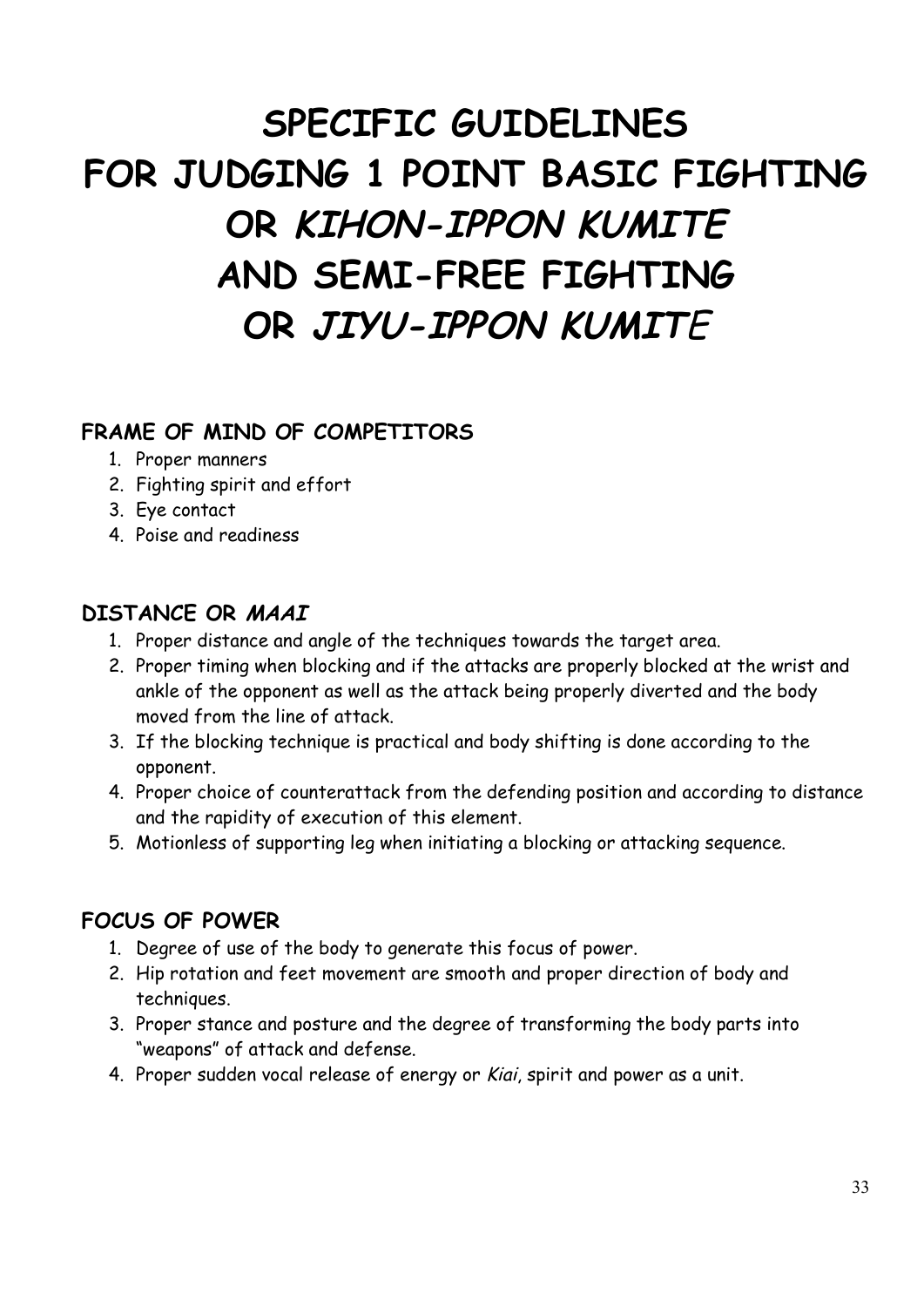# SPECIFIC GUIDELINES FOR JUDGING 1 POINT BASIC FIGHTING OR *KIHON-IPPON KUMITE* AND SEMI-FREE FIGHTING OR *JIYU-IPPON KUMITE*

## FRAME OF MIND OF COMPETITORS

1. Proper manners
2. Fighting spirit and effort
3. Eye contact
4. Poise and readiness

## DISTANCE OR *MAAI*

1. Proper distance and angle of the techniques towards the target area.
2. Proper timing when blocking and if the attacks are properly blocked at the wrist and ankle of the opponent as well as the attack being properly diverted and the body moved from the line of attack.
3. If the blocking technique is practical and body shifting is done according to the opponent.
4. Proper choice of counterattack from the defending position and according to distance and the rapidity of execution of this element.
5. Motionless of supporting leg when initiating a blocking or attacking sequence.

## FOCUS OF POWER

1. Degree of use of the body to generate this focus of power.
2. Hip rotation and feet movement are smooth and proper direction of body and techniques.
3. Proper stance and posture and the degree of transforming the body parts into "weapons" of attack and defense.
4. Proper sudden vocal release of energy or *Kiai*, spirit and power as a unit.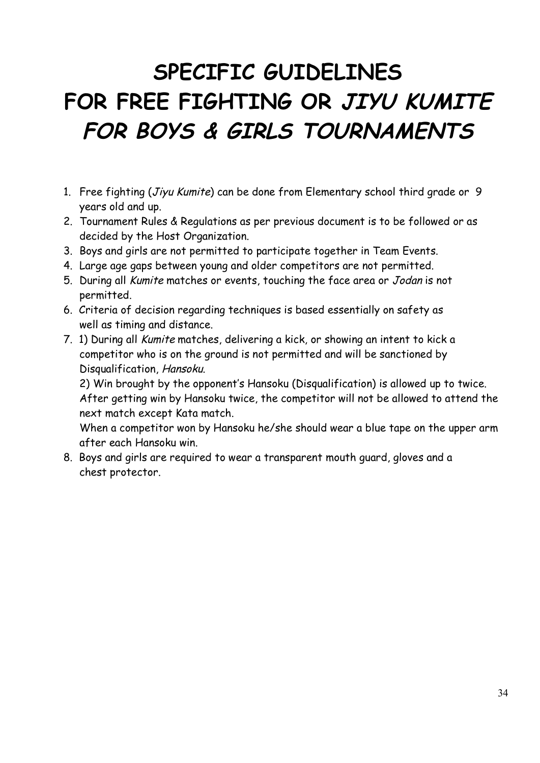# SPECIFIC GUIDELINES FOR FREE FIGHTING OR *JIYU KUMITE* *FOR BOYS & GIRLS TOURNAMENTS*

1. Free fighting (*Jiyu Kumite*) can be done from Elementary school third grade or 9 years old and up.
2. Tournament Rules & Regulations as per previous document is to be followed or as decided by the Host Organization.
3. Boys and girls are not permitted to participate together in Team Events.
4. Large age gaps between young and older competitors are not permitted.
5. During all *Kumite* matches or events, touching the face area or *Jodan* is not permitted.
6. Criteria of decision regarding techniques is based essentially on safety as well as timing and distance.
7. 1) During all *Kumite* matches, delivering a kick, or showing an intent to kick a competitor who is on the ground is not permitted and will be sanctioned by Disqualification, *Hansoku*.

   2) Win brought by the opponent's Hansoku (Disqualification) is allowed up to twice. After getting win by Hansoku twice, the competitor will not be allowed to attend the next match except Kata match.

   When a competitor won by Hansoku he/she should wear a blue tape on the upper arm after each Hansoku win.
8. Boys and girls are required to wear a transparent mouth guard, gloves and a chest protector.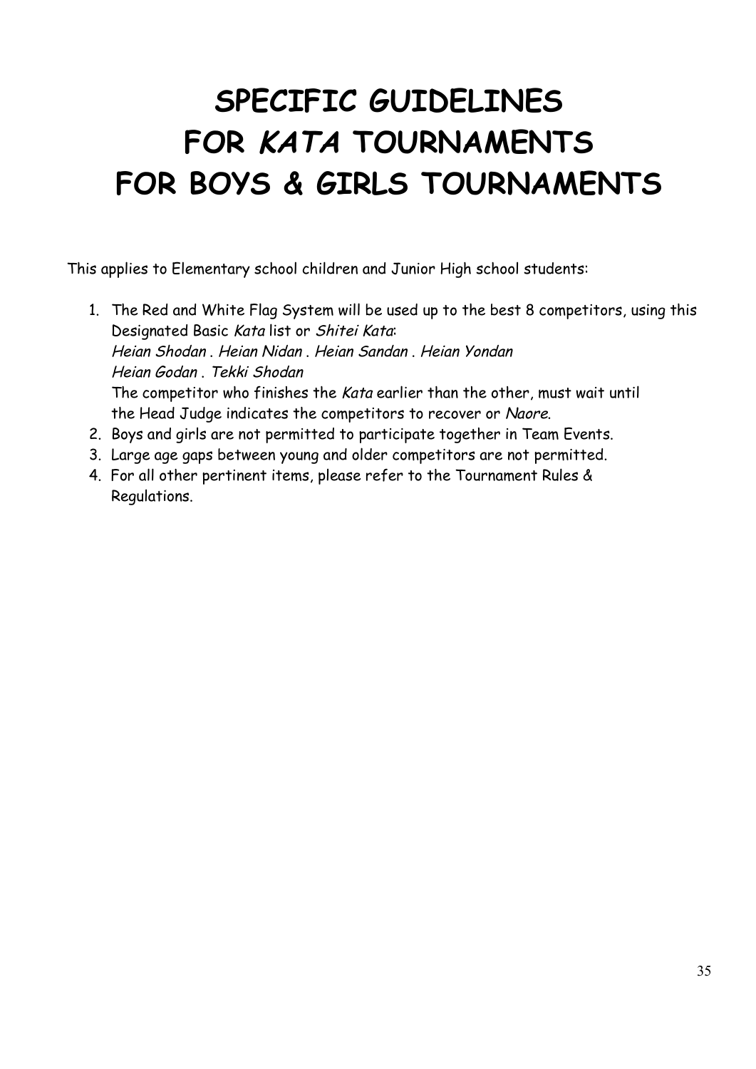# SPECIFIC GUIDELINES FOR *KATA* TOURNAMENTS FOR BOYS & GIRLS TOURNAMENTS

This applies to Elementary school children and Junior High school students:

1. The Red and White Flag System will be used up to the best 8 competitors, using this Designated Basic *Kata* list or *Shitei Kata*:
   *Heian Shodan . Heian Nidan . Heian Sandan . Heian Yondan*
   *Heian Godan . Tekki Shodan*
   The competitor who finishes the *Kata* earlier than the other, must wait until the Head Judge indicates the competitors to recover or *Naore*.
2. Boys and girls are not permitted to participate together in Team Events.
3. Large age gaps between young and older competitors are not permitted.
4. For all other pertinent items, please refer to the Tournament Rules & Regulations.